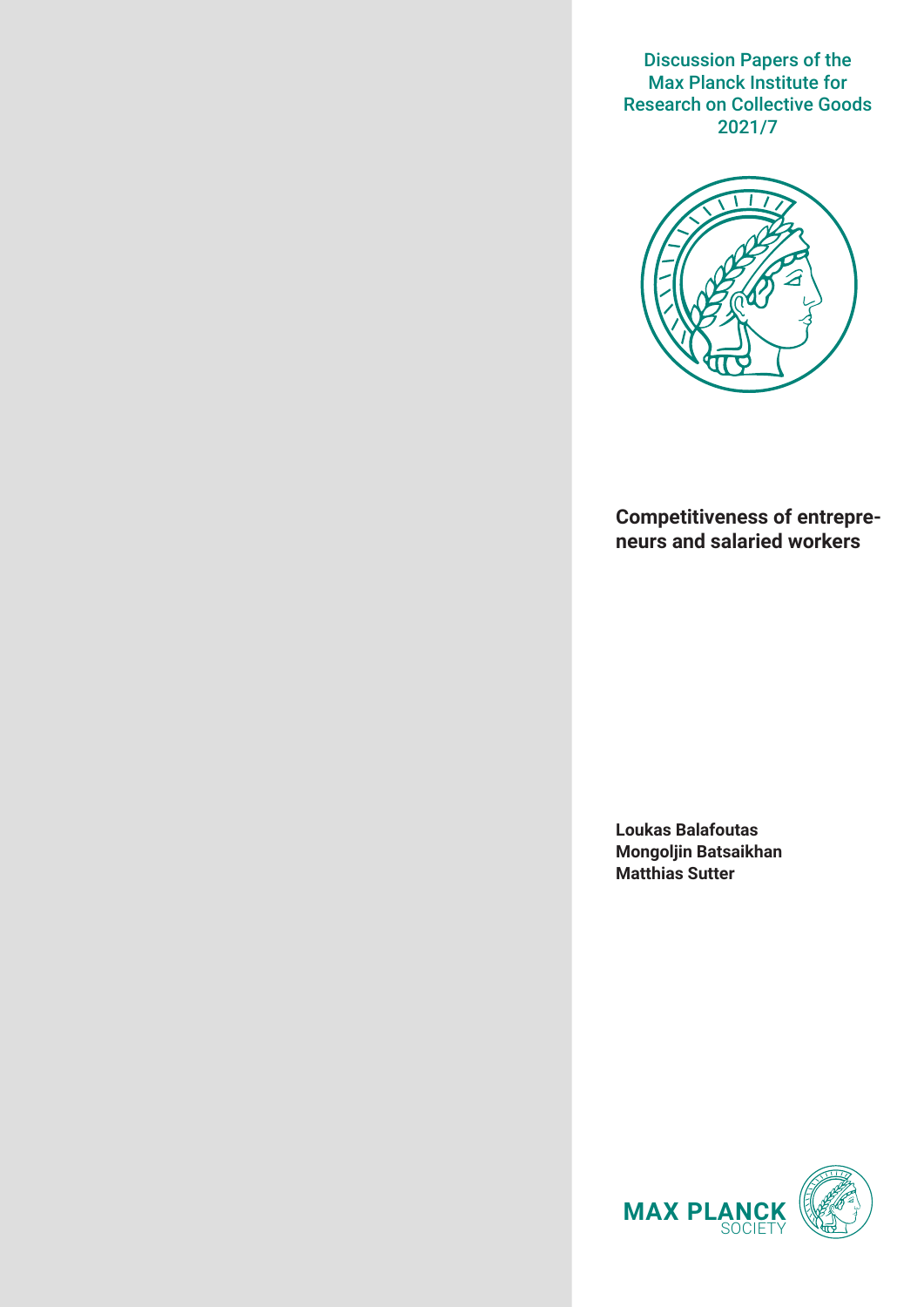Discussion Papers of the Max Planck Institute for Research on Collective Goods 2021/7

# Competitiveness of entrepreneurs and salaried workers

**Loukas Balafoutas**
**Mongoljin Batsaikhan**
**Matthias Sutter**

MAX PLANCK SOCIETY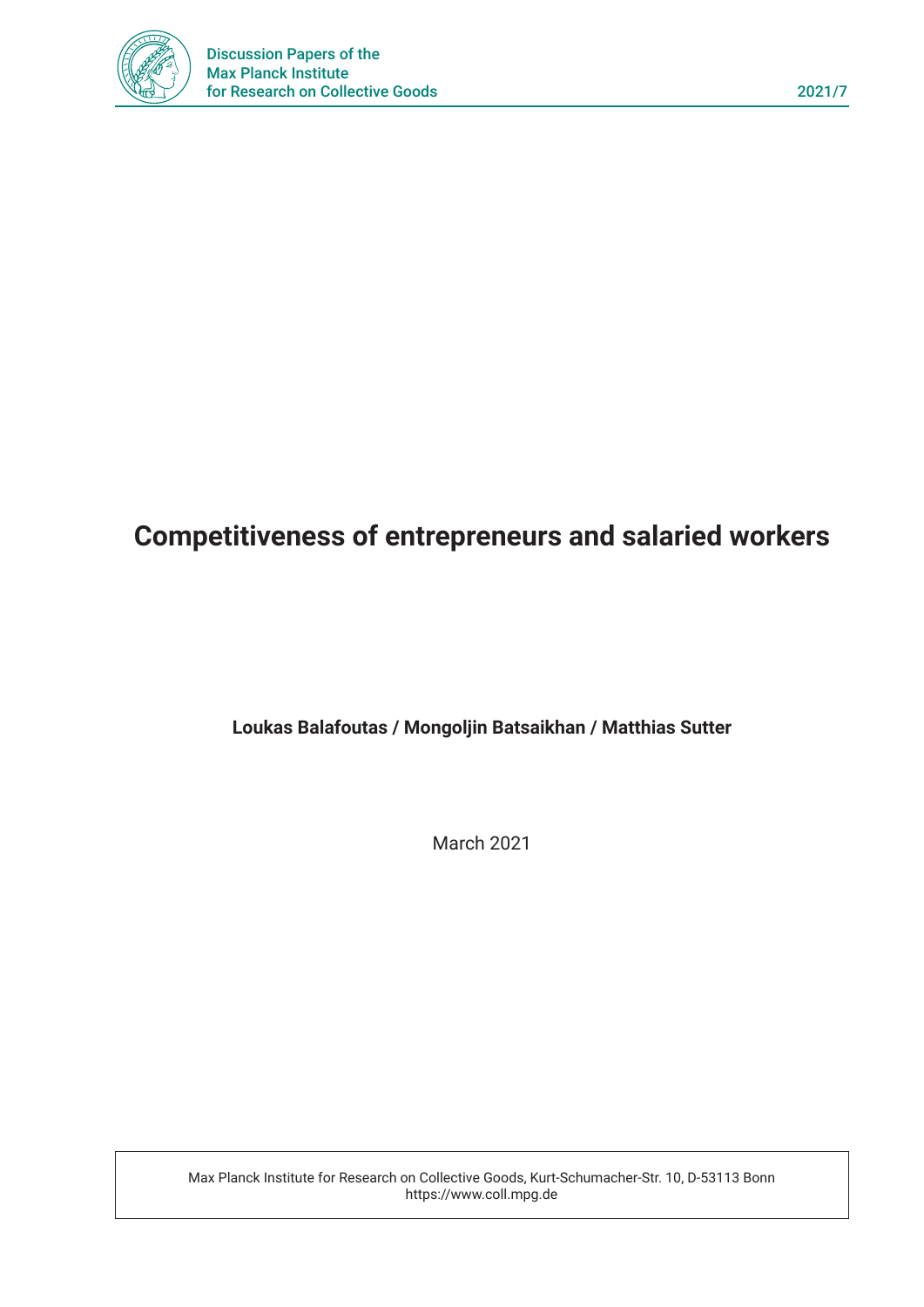# Competitiveness of entrepreneurs and salaried workers

**Loukas Balafoutas / Mongoljin Batsaikhan / Matthias Sutter**

March 2021

Max Planck Institute for Research on Collective Goods, Kurt-Schumacher-Str. 10, D-53113 Bonn
https://www.coll.mpg.de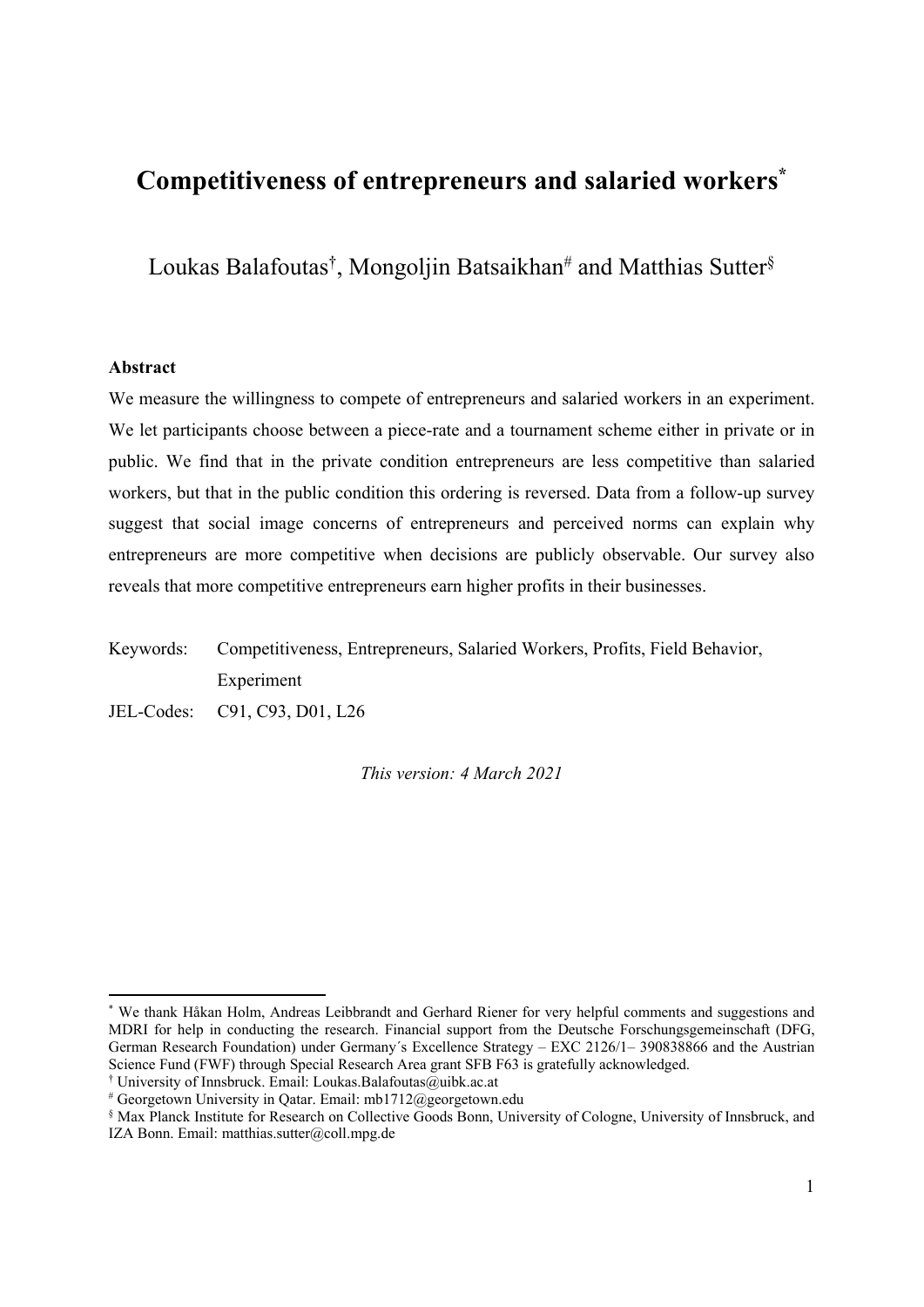# Competitiveness of entrepreneurs and salaried workers[*]

Loukas Balafoutas[†], Mongoljin Batsaikhan[#] and Matthias Sutter[§]

**Abstract**

We measure the willingness to compete of entrepreneurs and salaried workers in an experiment. We let participants choose between a piece-rate and a tournament scheme either in private or in public. We find that in the private condition entrepreneurs are less competitive than salaried workers, but that in the public condition this ordering is reversed. Data from a follow-up survey suggest that social image concerns of entrepreneurs and perceived norms can explain why entrepreneurs are more competitive when decisions are publicly observable. Our survey also reveals that more competitive entrepreneurs earn higher profits in their businesses.

Keywords: Competitiveness, Entrepreneurs, Salaried Workers, Profits, Field Behavior, Experiment

JEL-Codes: C91, C93, D01, L26

*This version: 4 March 2021*

---

[*] We thank Håkan Holm, Andreas Leibbrandt and Gerhard Riener for very helpful comments and suggestions and MDRI for help in conducting the research. Financial support from the Deutsche Forschungsgemeinschaft (DFG, German Research Foundation) under Germany´s Excellence Strategy – EXC 2126/1– 390838866 and the Austrian Science Fund (FWF) through Special Research Area grant SFB F63 is gratefully acknowledged.

[†] University of Innsbruck. Email: Loukas.Balafoutas@uibk.ac.at

[#] Georgetown University in Qatar. Email: mb1712@georgetown.edu

[§] Max Planck Institute for Research on Collective Goods Bonn, University of Cologne, University of Innsbruck, and IZA Bonn. Email: matthias.sutter@coll.mpg.de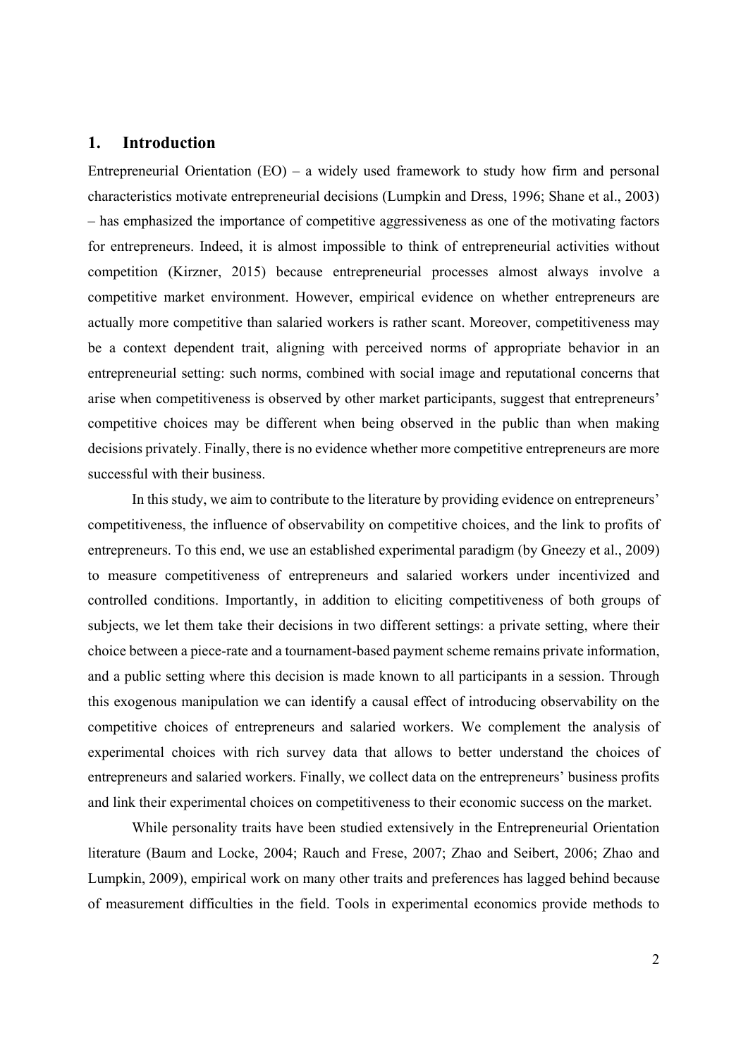## 1. Introduction

Entrepreneurial Orientation (EO) – a widely used framework to study how firm and personal characteristics motivate entrepreneurial decisions (Lumpkin and Dress, 1996; Shane et al., 2003) – has emphasized the importance of competitive aggressiveness as one of the motivating factors for entrepreneurs. Indeed, it is almost impossible to think of entrepreneurial activities without competition (Kirzner, 2015) because entrepreneurial processes almost always involve a competitive market environment. However, empirical evidence on whether entrepreneurs are actually more competitive than salaried workers is rather scant. Moreover, competitiveness may be a context dependent trait, aligning with perceived norms of appropriate behavior in an entrepreneurial setting: such norms, combined with social image and reputational concerns that arise when competitiveness is observed by other market participants, suggest that entrepreneurs' competitive choices may be different when being observed in the public than when making decisions privately. Finally, there is no evidence whether more competitive entrepreneurs are more successful with their business.

In this study, we aim to contribute to the literature by providing evidence on entrepreneurs' competitiveness, the influence of observability on competitive choices, and the link to profits of entrepreneurs. To this end, we use an established experimental paradigm (by Gneezy et al., 2009) to measure competitiveness of entrepreneurs and salaried workers under incentivized and controlled conditions. Importantly, in addition to eliciting competitiveness of both groups of subjects, we let them take their decisions in two different settings: a private setting, where their choice between a piece-rate and a tournament-based payment scheme remains private information, and a public setting where this decision is made known to all participants in a session. Through this exogenous manipulation we can identify a causal effect of introducing observability on the competitive choices of entrepreneurs and salaried workers. We complement the analysis of experimental choices with rich survey data that allows to better understand the choices of entrepreneurs and salaried workers. Finally, we collect data on the entrepreneurs' business profits and link their experimental choices on competitiveness to their economic success on the market.

While personality traits have been studied extensively in the Entrepreneurial Orientation literature (Baum and Locke, 2004; Rauch and Frese, 2007; Zhao and Seibert, 2006; Zhao and Lumpkin, 2009), empirical work on many other traits and preferences has lagged behind because of measurement difficulties in the field. Tools in experimental economics provide methods to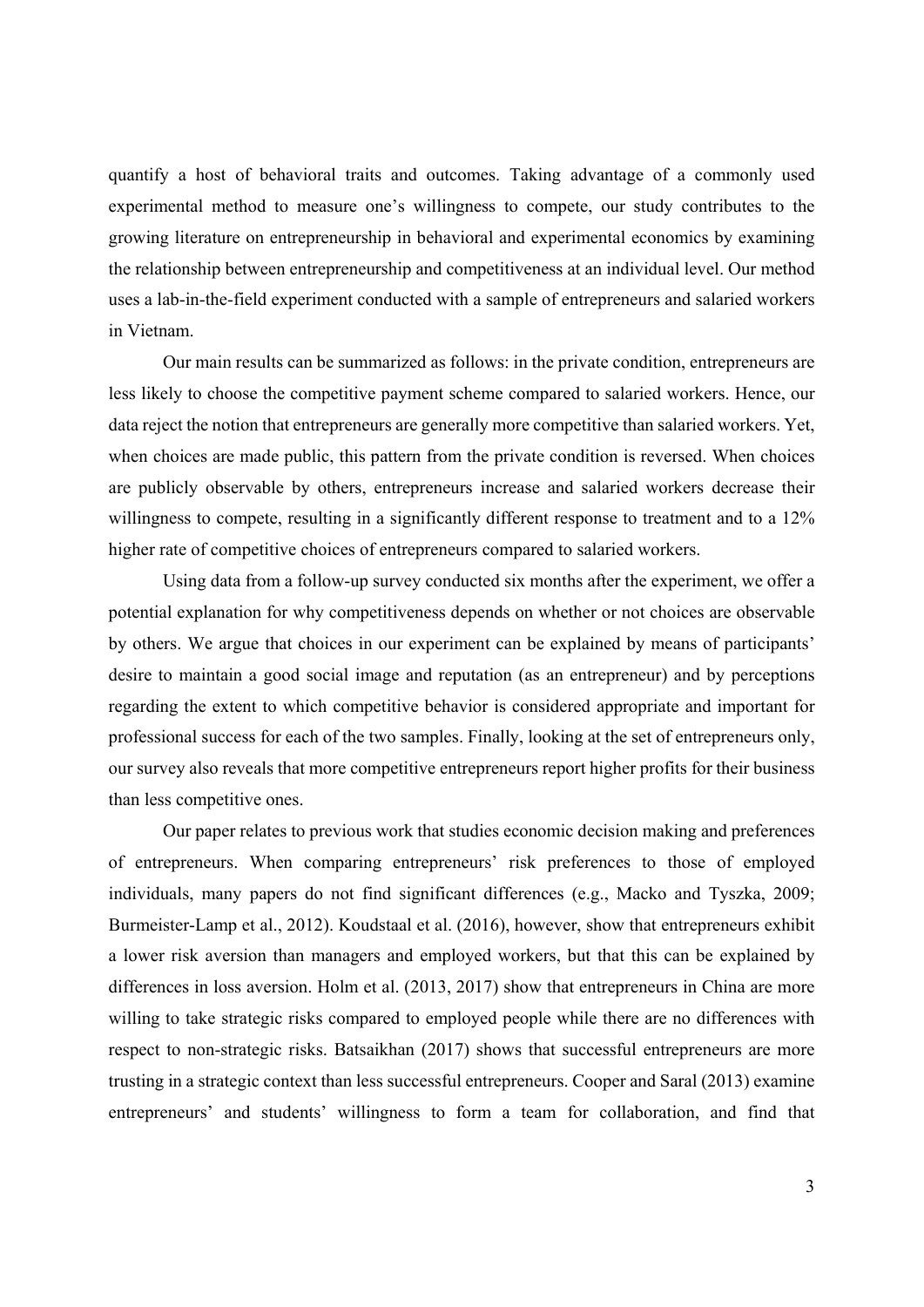quantify a host of behavioral traits and outcomes. Taking advantage of a commonly used experimental method to measure one's willingness to compete, our study contributes to the growing literature on entrepreneurship in behavioral and experimental economics by examining the relationship between entrepreneurship and competitiveness at an individual level. Our method uses a lab-in-the-field experiment conducted with a sample of entrepreneurs and salaried workers in Vietnam.

Our main results can be summarized as follows: in the private condition, entrepreneurs are less likely to choose the competitive payment scheme compared to salaried workers. Hence, our data reject the notion that entrepreneurs are generally more competitive than salaried workers. Yet, when choices are made public, this pattern from the private condition is reversed. When choices are publicly observable by others, entrepreneurs increase and salaried workers decrease their willingness to compete, resulting in a significantly different response to treatment and to a 12% higher rate of competitive choices of entrepreneurs compared to salaried workers.

Using data from a follow-up survey conducted six months after the experiment, we offer a potential explanation for why competitiveness depends on whether or not choices are observable by others. We argue that choices in our experiment can be explained by means of participants' desire to maintain a good social image and reputation (as an entrepreneur) and by perceptions regarding the extent to which competitive behavior is considered appropriate and important for professional success for each of the two samples. Finally, looking at the set of entrepreneurs only, our survey also reveals that more competitive entrepreneurs report higher profits for their business than less competitive ones.

Our paper relates to previous work that studies economic decision making and preferences of entrepreneurs. When comparing entrepreneurs' risk preferences to those of employed individuals, many papers do not find significant differences (e.g., Macko and Tyszka, 2009; Burmeister-Lamp et al., 2012). Koudstaal et al. (2016), however, show that entrepreneurs exhibit a lower risk aversion than managers and employed workers, but that this can be explained by differences in loss aversion. Holm et al. (2013, 2017) show that entrepreneurs in China are more willing to take strategic risks compared to employed people while there are no differences with respect to non-strategic risks. Batsaikhan (2017) shows that successful entrepreneurs are more trusting in a strategic context than less successful entrepreneurs. Cooper and Saral (2013) examine entrepreneurs' and students' willingness to form a team for collaboration, and find that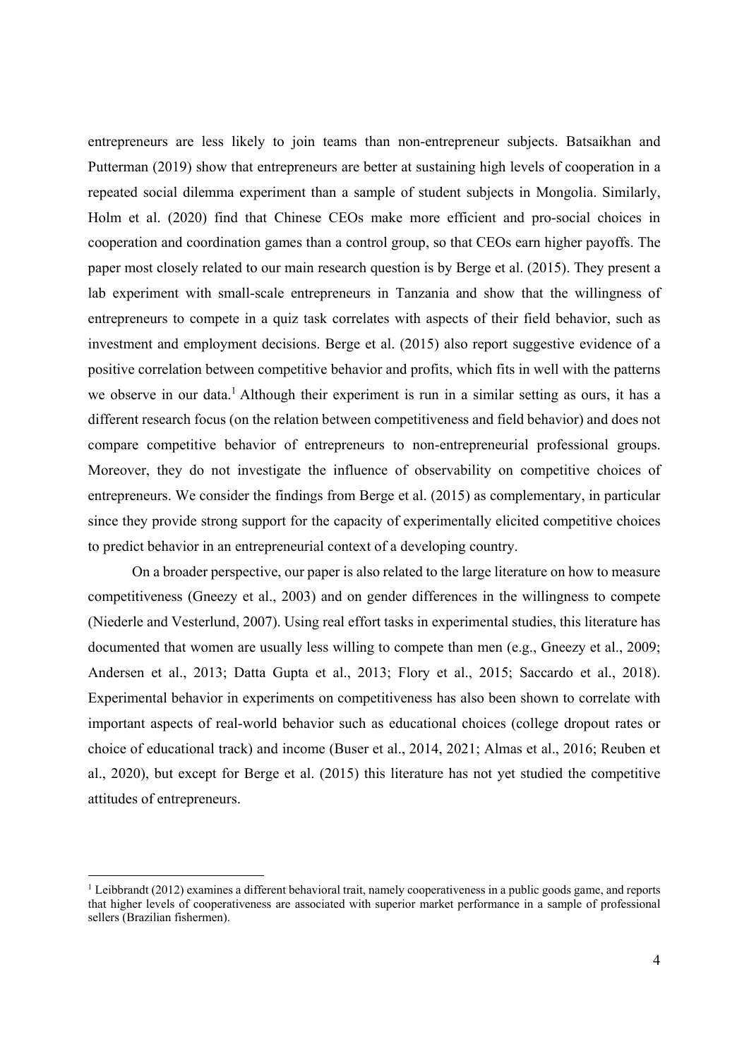entrepreneurs are less likely to join teams than non-entrepreneur subjects. Batsaikhan and Putterman (2019) show that entrepreneurs are better at sustaining high levels of cooperation in a repeated social dilemma experiment than a sample of student subjects in Mongolia. Similarly, Holm et al. (2020) find that Chinese CEOs make more efficient and pro-social choices in cooperation and coordination games than a control group, so that CEOs earn higher payoffs. The paper most closely related to our main research question is by Berge et al. (2015). They present a lab experiment with small-scale entrepreneurs in Tanzania and show that the willingness of entrepreneurs to compete in a quiz task correlates with aspects of their field behavior, such as investment and employment decisions. Berge et al. (2015) also report suggestive evidence of a positive correlation between competitive behavior and profits, which fits in well with the patterns we observe in our data.[1] Although their experiment is run in a similar setting as ours, it has a different research focus (on the relation between competitiveness and field behavior) and does not compare competitive behavior of entrepreneurs to non-entrepreneurial professional groups. Moreover, they do not investigate the influence of observability on competitive choices of entrepreneurs. We consider the findings from Berge et al. (2015) as complementary, in particular since they provide strong support for the capacity of experimentally elicited competitive choices to predict behavior in an entrepreneurial context of a developing country.

On a broader perspective, our paper is also related to the large literature on how to measure competitiveness (Gneezy et al., 2003) and on gender differences in the willingness to compete (Niederle and Vesterlund, 2007). Using real effort tasks in experimental studies, this literature has documented that women are usually less willing to compete than men (e.g., Gneezy et al., 2009; Andersen et al., 2013; Datta Gupta et al., 2013; Flory et al., 2015; Saccardo et al., 2018). Experimental behavior in experiments on competitiveness has also been shown to correlate with important aspects of real-world behavior such as educational choices (college dropout rates or choice of educational track) and income (Buser et al., 2014, 2021; Almas et al., 2016; Reuben et al., 2020), but except for Berge et al. (2015) this literature has not yet studied the competitive attitudes of entrepreneurs.

[1] Leibbrandt (2012) examines a different behavioral trait, namely cooperativeness in a public goods game, and reports that higher levels of cooperativeness are associated with superior market performance in a sample of professional sellers (Brazilian fishermen).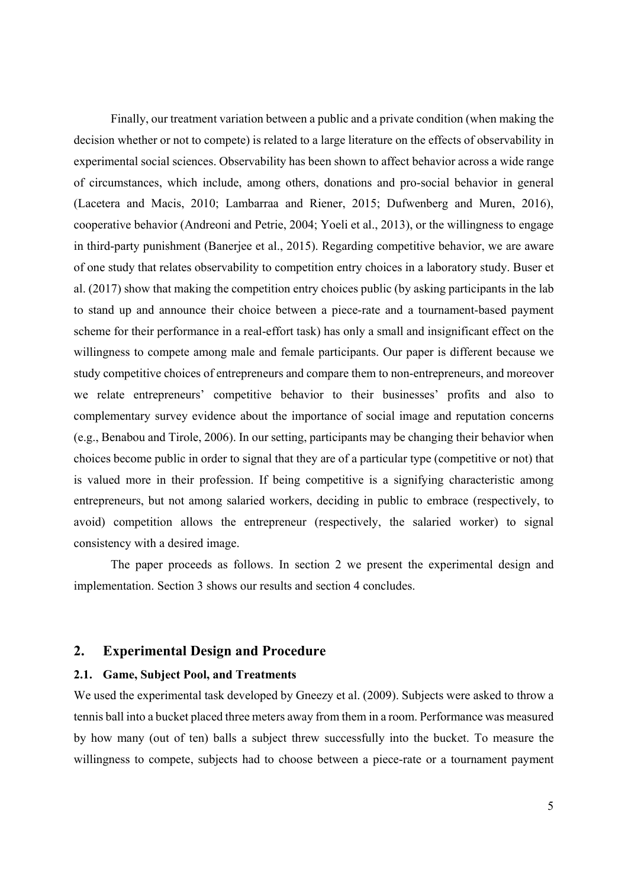Finally, our treatment variation between a public and a private condition (when making the decision whether or not to compete) is related to a large literature on the effects of observability in experimental social sciences. Observability has been shown to affect behavior across a wide range of circumstances, which include, among others, donations and pro-social behavior in general (Lacetera and Macis, 2010; Lambarraa and Riener, 2015; Dufwenberg and Muren, 2016), cooperative behavior (Andreoni and Petrie, 2004; Yoeli et al., 2013), or the willingness to engage in third-party punishment (Banerjee et al., 2015). Regarding competitive behavior, we are aware of one study that relates observability to competition entry choices in a laboratory study. Buser et al. (2017) show that making the competition entry choices public (by asking participants in the lab to stand up and announce their choice between a piece-rate and a tournament-based payment scheme for their performance in a real-effort task) has only a small and insignificant effect on the willingness to compete among male and female participants. Our paper is different because we study competitive choices of entrepreneurs and compare them to non-entrepreneurs, and moreover we relate entrepreneurs' competitive behavior to their businesses' profits and also to complementary survey evidence about the importance of social image and reputation concerns (e.g., Benabou and Tirole, 2006). In our setting, participants may be changing their behavior when choices become public in order to signal that they are of a particular type (competitive or not) that is valued more in their profession. If being competitive is a signifying characteristic among entrepreneurs, but not among salaried workers, deciding in public to embrace (respectively, to avoid) competition allows the entrepreneur (respectively, the salaried worker) to signal consistency with a desired image.

The paper proceeds as follows. In section 2 we present the experimental design and implementation. Section 3 shows our results and section 4 concludes.

## 2. Experimental Design and Procedure

### 2.1. Game, Subject Pool, and Treatments

We used the experimental task developed by Gneezy et al. (2009). Subjects were asked to throw a tennis ball into a bucket placed three meters away from them in a room. Performance was measured by how many (out of ten) balls a subject threw successfully into the bucket. To measure the willingness to compete, subjects had to choose between a piece-rate or a tournament payment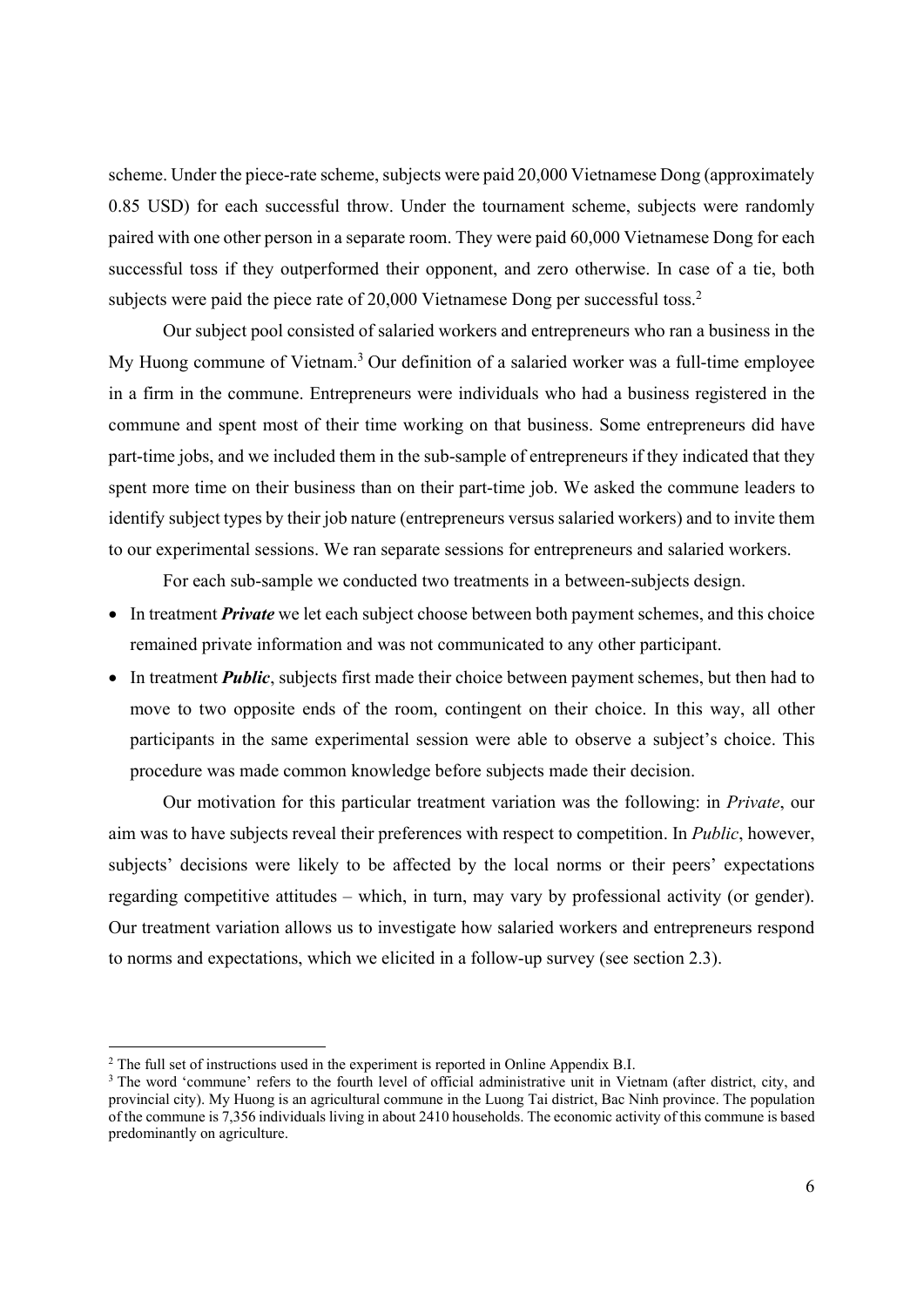scheme. Under the piece-rate scheme, subjects were paid 20,000 Vietnamese Dong (approximately 0.85 USD) for each successful throw. Under the tournament scheme, subjects were randomly paired with one other person in a separate room. They were paid 60,000 Vietnamese Dong for each successful toss if they outperformed their opponent, and zero otherwise. In case of a tie, both subjects were paid the piece rate of 20,000 Vietnamese Dong per successful toss.[2]

Our subject pool consisted of salaried workers and entrepreneurs who ran a business in the My Huong commune of Vietnam.[3] Our definition of a salaried worker was a full-time employee in a firm in the commune. Entrepreneurs were individuals who had a business registered in the commune and spent most of their time working on that business. Some entrepreneurs did have part-time jobs, and we included them in the sub-sample of entrepreneurs if they indicated that they spent more time on their business than on their part-time job. We asked the commune leaders to identify subject types by their job nature (entrepreneurs versus salaried workers) and to invite them to our experimental sessions. We ran separate sessions for entrepreneurs and salaried workers.

For each sub-sample we conducted two treatments in a between-subjects design.

- In treatment ***Private*** we let each subject choose between both payment schemes, and this choice remained private information and was not communicated to any other participant.
- In treatment ***Public***, subjects first made their choice between payment schemes, but then had to move to two opposite ends of the room, contingent on their choice. In this way, all other participants in the same experimental session were able to observe a subject's choice. This procedure was made common knowledge before subjects made their decision.

Our motivation for this particular treatment variation was the following: in *Private*, our aim was to have subjects reveal their preferences with respect to competition. In *Public*, however, subjects' decisions were likely to be affected by the local norms or their peers' expectations regarding competitive attitudes – which, in turn, may vary by professional activity (or gender). Our treatment variation allows us to investigate how salaried workers and entrepreneurs respond to norms and expectations, which we elicited in a follow-up survey (see section 2.3).

---

[2] The full set of instructions used in the experiment is reported in Online Appendix B.I.

[3] The word 'commune' refers to the fourth level of official administrative unit in Vietnam (after district, city, and provincial city). My Huong is an agricultural commune in the Luong Tai district, Bac Ninh province. The population of the commune is 7,356 individuals living in about 2410 households. The economic activity of this commune is based predominantly on agriculture.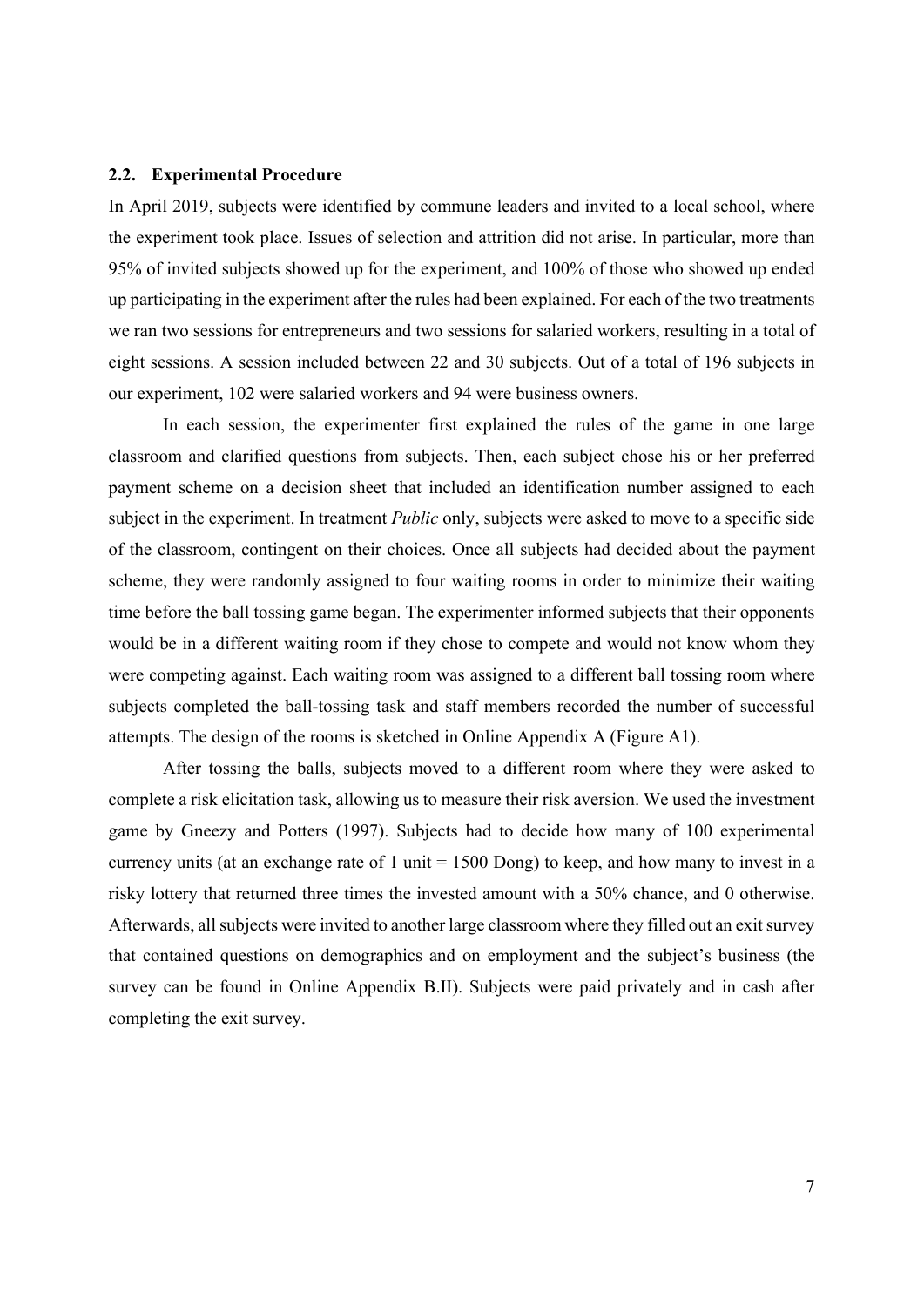### 2.2. Experimental Procedure

In April 2019, subjects were identified by commune leaders and invited to a local school, where the experiment took place. Issues of selection and attrition did not arise. In particular, more than 95% of invited subjects showed up for the experiment, and 100% of those who showed up ended up participating in the experiment after the rules had been explained. For each of the two treatments we ran two sessions for entrepreneurs and two sessions for salaried workers, resulting in a total of eight sessions. A session included between 22 and 30 subjects. Out of a total of 196 subjects in our experiment, 102 were salaried workers and 94 were business owners.

In each session, the experimenter first explained the rules of the game in one large classroom and clarified questions from subjects. Then, each subject chose his or her preferred payment scheme on a decision sheet that included an identification number assigned to each subject in the experiment. In treatment *Public* only, subjects were asked to move to a specific side of the classroom, contingent on their choices. Once all subjects had decided about the payment scheme, they were randomly assigned to four waiting rooms in order to minimize their waiting time before the ball tossing game began. The experimenter informed subjects that their opponents would be in a different waiting room if they chose to compete and would not know whom they were competing against. Each waiting room was assigned to a different ball tossing room where subjects completed the ball-tossing task and staff members recorded the number of successful attempts. The design of the rooms is sketched in Online Appendix A (Figure A1).

After tossing the balls, subjects moved to a different room where they were asked to complete a risk elicitation task, allowing us to measure their risk aversion. We used the investment game by Gneezy and Potters (1997). Subjects had to decide how many of 100 experimental currency units (at an exchange rate of 1 unit = 1500 Dong) to keep, and how many to invest in a risky lottery that returned three times the invested amount with a 50% chance, and 0 otherwise. Afterwards, all subjects were invited to another large classroom where they filled out an exit survey that contained questions on demographics and on employment and the subject's business (the survey can be found in Online Appendix B.II). Subjects were paid privately and in cash after completing the exit survey.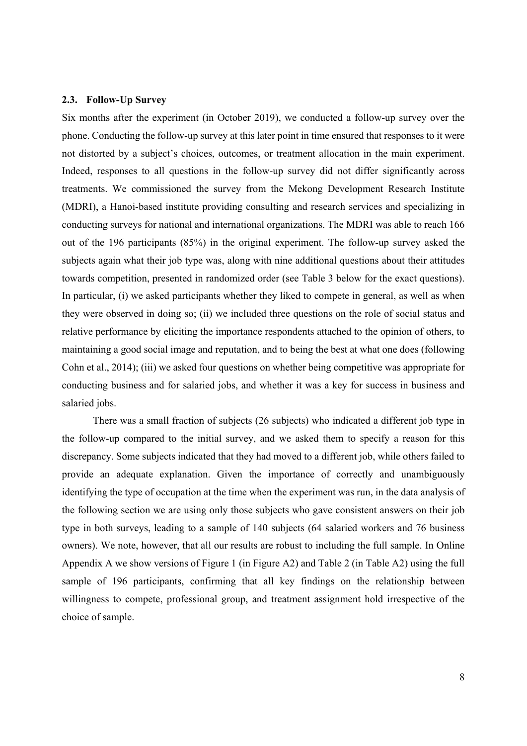### 2.3. Follow-Up Survey

Six months after the experiment (in October 2019), we conducted a follow-up survey over the phone. Conducting the follow-up survey at this later point in time ensured that responses to it were not distorted by a subject's choices, outcomes, or treatment allocation in the main experiment. Indeed, responses to all questions in the follow-up survey did not differ significantly across treatments. We commissioned the survey from the Mekong Development Research Institute (MDRI), a Hanoi-based institute providing consulting and research services and specializing in conducting surveys for national and international organizations. The MDRI was able to reach 166 out of the 196 participants (85%) in the original experiment. The follow-up survey asked the subjects again what their job type was, along with nine additional questions about their attitudes towards competition, presented in randomized order (see Table 3 below for the exact questions). In particular, (i) we asked participants whether they liked to compete in general, as well as when they were observed in doing so; (ii) we included three questions on the role of social status and relative performance by eliciting the importance respondents attached to the opinion of others, to maintaining a good social image and reputation, and to being the best at what one does (following Cohn et al., 2014); (iii) we asked four questions on whether being competitive was appropriate for conducting business and for salaried jobs, and whether it was a key for success in business and salaried jobs.

There was a small fraction of subjects (26 subjects) who indicated a different job type in the follow-up compared to the initial survey, and we asked them to specify a reason for this discrepancy. Some subjects indicated that they had moved to a different job, while others failed to provide an adequate explanation. Given the importance of correctly and unambiguously identifying the type of occupation at the time when the experiment was run, in the data analysis of the following section we are using only those subjects who gave consistent answers on their job type in both surveys, leading to a sample of 140 subjects (64 salaried workers and 76 business owners). We note, however, that all our results are robust to including the full sample. In Online Appendix A we show versions of Figure 1 (in Figure A2) and Table 2 (in Table A2) using the full sample of 196 participants, confirming that all key findings on the relationship between willingness to compete, professional group, and treatment assignment hold irrespective of the choice of sample.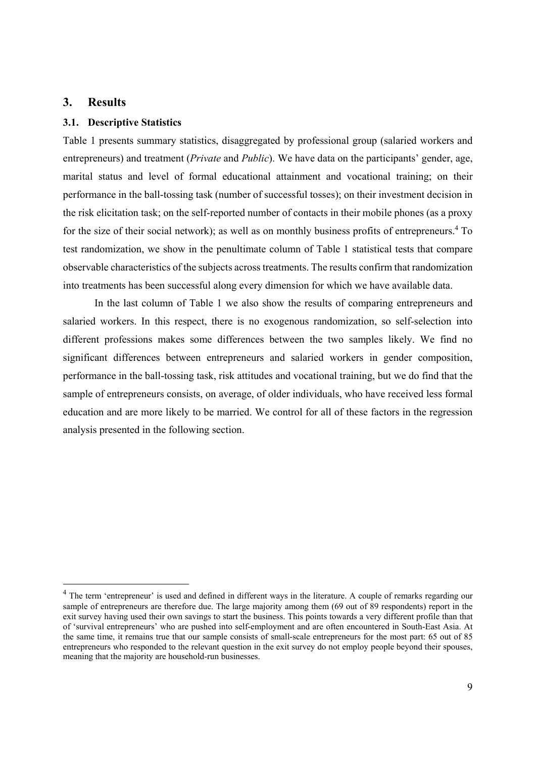## 3. Results

### 3.1. Descriptive Statistics

Table 1 presents summary statistics, disaggregated by professional group (salaried workers and entrepreneurs) and treatment (*Private* and *Public*). We have data on the participants' gender, age, marital status and level of formal educational attainment and vocational training; on their performance in the ball-tossing task (number of successful tosses); on their investment decision in the risk elicitation task; on the self-reported number of contacts in their mobile phones (as a proxy for the size of their social network); as well as on monthly business profits of entrepreneurs.[4] To test randomization, we show in the penultimate column of Table 1 statistical tests that compare observable characteristics of the subjects across treatments. The results confirm that randomization into treatments has been successful along every dimension for which we have available data.

In the last column of Table 1 we also show the results of comparing entrepreneurs and salaried workers. In this respect, there is no exogenous randomization, so self-selection into different professions makes some differences between the two samples likely. We find no significant differences between entrepreneurs and salaried workers in gender composition, performance in the ball-tossing task, risk attitudes and vocational training, but we do find that the sample of entrepreneurs consists, on average, of older individuals, who have received less formal education and are more likely to be married. We control for all of these factors in the regression analysis presented in the following section.

[4] The term 'entrepreneur' is used and defined in different ways in the literature. A couple of remarks regarding our sample of entrepreneurs are therefore due. The large majority among them (69 out of 89 respondents) report in the exit survey having used their own savings to start the business. This points towards a very different profile than that of 'survival entrepreneurs' who are pushed into self-employment and are often encountered in South-East Asia. At the same time, it remains true that our sample consists of small-scale entrepreneurs for the most part: 65 out of 85 entrepreneurs who responded to the relevant question in the exit survey do not employ people beyond their spouses, meaning that the majority are household-run businesses.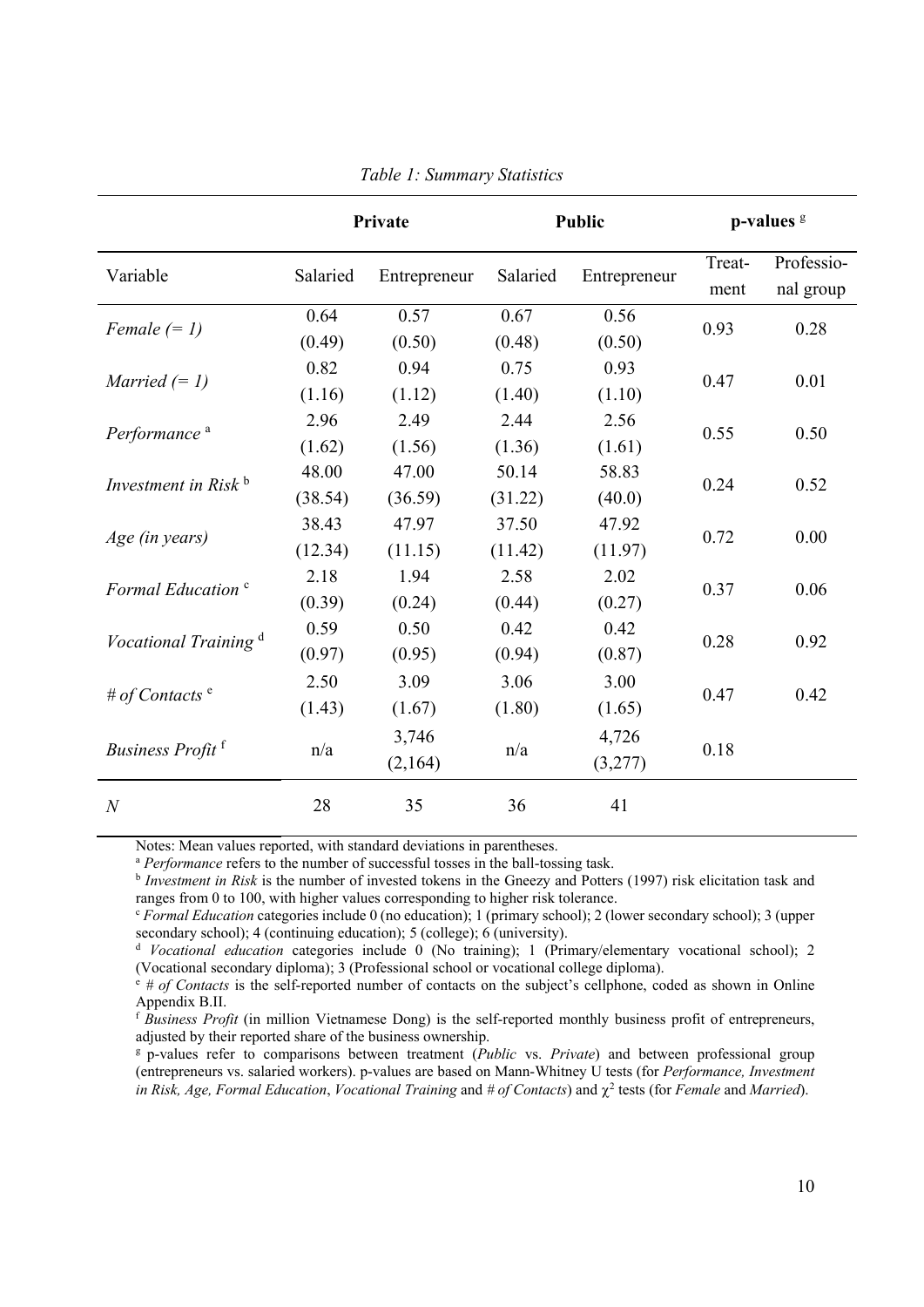*Table 1: Summary Statistics*

| | Private | | Public | | p-values [g] | |
|---|---|---|---|---|---|---|
| Variable | Salaried | Entrepreneur | Salaried | Entrepreneur | Treat-ment | Professio-nal group |
| *Female (= 1)* | 0.64 | 0.57 | 0.67 | 0.56 | 0.93 | 0.28 |
| | (0.49) | (0.50) | (0.48) | (0.50) | | |
| *Married (= 1)* | 0.82 | 0.94 | 0.75 | 0.93 | 0.47 | 0.01 |
| | (1.16) | (1.12) | (1.40) | (1.10) | | |
| *Performance* [a] | 2.96 | 2.49 | 2.44 | 2.56 | 0.55 | 0.50 |
| | (1.62) | (1.56) | (1.36) | (1.61) | | |
| *Investment in Risk* [b] | 48.00 | 47.00 | 50.14 | 58.83 | 0.24 | 0.52 |
| | (38.54) | (36.59) | (31.22) | (40.0) | | |
| *Age (in years)* | 38.43 | 47.97 | 37.50 | 47.92 | 0.72 | 0.00 |
| | (12.34) | (11.15) | (11.42) | (11.97) | | |
| *Formal Education* [c] | 2.18 | 1.94 | 2.58 | 2.02 | 0.37 | 0.06 |
| | (0.39) | (0.24) | (0.44) | (0.27) | | |
| *Vocational Training* [d] | 0.59 | 0.50 | 0.42 | 0.42 | 0.28 | 0.92 |
| | (0.97) | (0.95) | (0.94) | (0.87) | | |
| *# of Contacts* [e] | 2.50 | 3.09 | 3.06 | 3.00 | 0.47 | 0.42 |
| | (1.43) | (1.67) | (1.80) | (1.65) | | |
| *Business Profit* [f] | n/a | 3,746 | n/a | 4,726 | 0.18 | |
| | | (2,164) | | (3,277) | | |
| *N* | 28 | 35 | 36 | 41 | | |

Notes: Mean values reported, with standard deviations in parentheses.

[a] *Performance* refers to the number of successful tosses in the ball-tossing task.

[b] *Investment in Risk* is the number of invested tokens in the Gneezy and Potters (1997) risk elicitation task and ranges from 0 to 100, with higher values corresponding to higher risk tolerance.

[c] *Formal Education* categories include 0 (no education); 1 (primary school); 2 (lower secondary school); 3 (upper secondary school); 4 (continuing education); 5 (college); 6 (university).

[d] *Vocational education* categories include 0 (No training); 1 (Primary/elementary vocational school); 2 (Vocational secondary diploma); 3 (Professional school or vocational college diploma).

[e] *# of Contacts* is the self-reported number of contacts on the subject's cellphone, coded as shown in Online Appendix B.II.

[f] *Business Profit* (in million Vietnamese Dong) is the self-reported monthly business profit of entrepreneurs, adjusted by their reported share of the business ownership.

[g] p-values refer to comparisons between treatment (*Public* vs. *Private*) and between professional group (entrepreneurs vs. salaried workers). p-values are based on Mann-Whitney U tests (for *Performance, Investment in Risk, Age, Formal Education*, *Vocational Training* and *# of Contacts*) and $\chi^2$ tests (for *Female* and *Married*).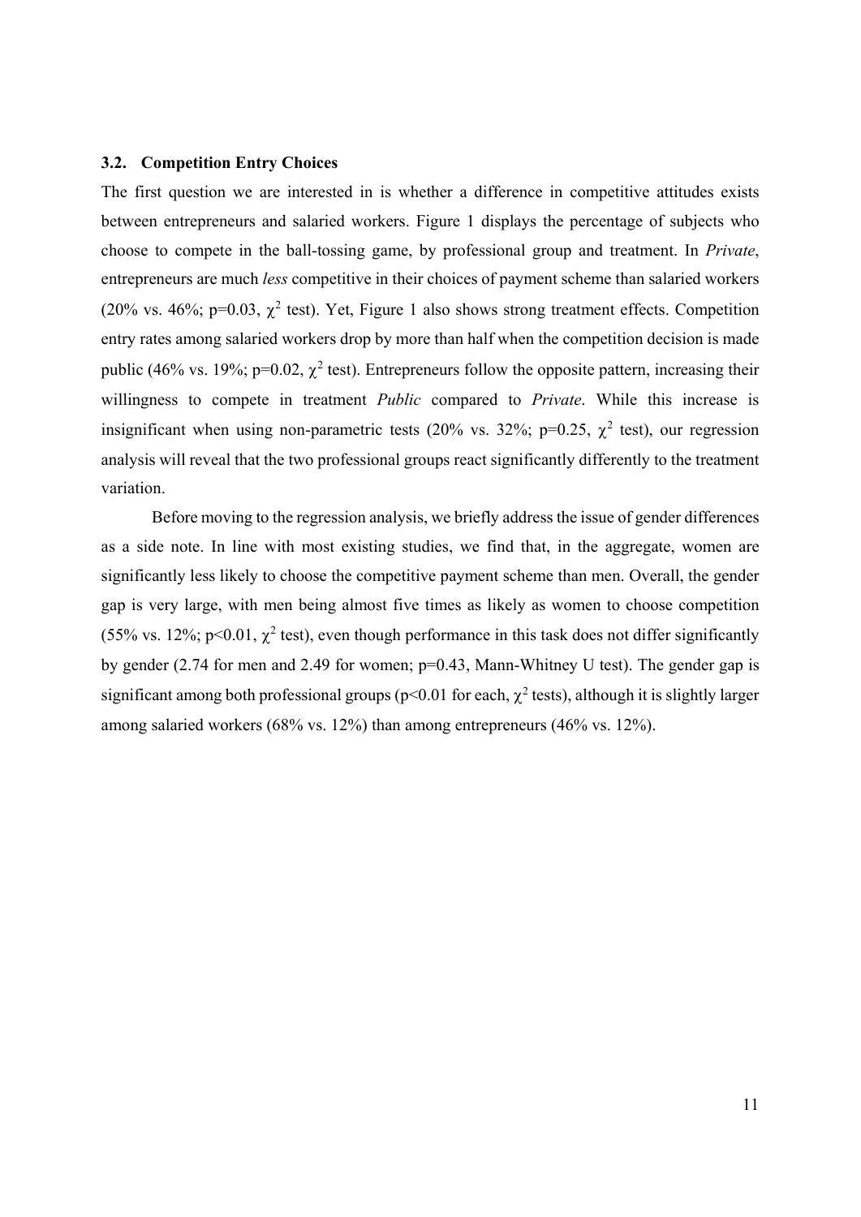### 3.2. Competition Entry Choices

The first question we are interested in is whether a difference in competitive attitudes exists between entrepreneurs and salaried workers. Figure 1 displays the percentage of subjects who choose to compete in the ball-tossing game, by professional group and treatment. In *Private*, entrepreneurs are much *less* competitive in their choices of payment scheme than salaried workers (20% vs. 46%; p=0.03, $\chi^2$ test). Yet, Figure 1 also shows strong treatment effects. Competition entry rates among salaried workers drop by more than half when the competition decision is made public (46% vs. 19%; p=0.02, $\chi^2$ test). Entrepreneurs follow the opposite pattern, increasing their willingness to compete in treatment *Public* compared to *Private*. While this increase is insignificant when using non-parametric tests (20% vs. 32%; p=0.25, $\chi^2$ test), our regression analysis will reveal that the two professional groups react significantly differently to the treatment variation.

Before moving to the regression analysis, we briefly address the issue of gender differences as a side note. In line with most existing studies, we find that, in the aggregate, women are significantly less likely to choose the competitive payment scheme than men. Overall, the gender gap is very large, with men being almost five times as likely as women to choose competition (55% vs. 12%; p<0.01, $\chi^2$ test), even though performance in this task does not differ significantly by gender (2.74 for men and 2.49 for women; p=0.43, Mann-Whitney U test). The gender gap is significant among both professional groups (p<0.01 for each, $\chi^2$ tests), although it is slightly larger among salaried workers (68% vs. 12%) than among entrepreneurs (46% vs. 12%).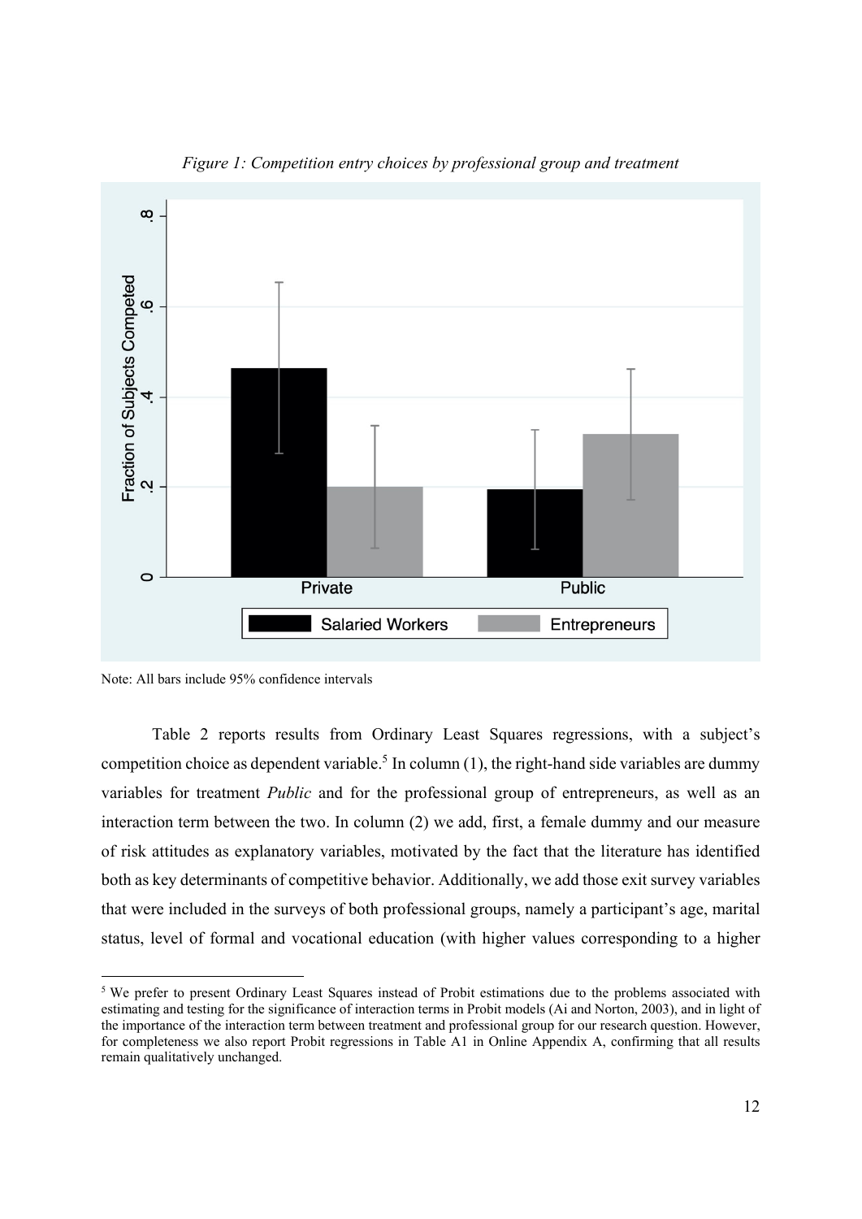*Figure 1: Competition entry choices by professional group and treatment*

Note: All bars include 95% confidence intervals

Table 2 reports results from Ordinary Least Squares regressions, with a subject's competition choice as dependent variable.[5] In column (1), the right-hand side variables are dummy variables for treatment *Public* and for the professional group of entrepreneurs, as well as an interaction term between the two. In column (2) we add, first, a female dummy and our measure of risk attitudes as explanatory variables, motivated by the fact that the literature has identified both as key determinants of competitive behavior. Additionally, we add those exit survey variables that were included in the surveys of both professional groups, namely a participant's age, marital status, level of formal and vocational education (with higher values corresponding to a higher

[5] We prefer to present Ordinary Least Squares instead of Probit estimations due to the problems associated with estimating and testing for the significance of interaction terms in Probit models (Ai and Norton, 2003), and in light of the importance of the interaction term between treatment and professional group for our research question. However, for completeness we also report Probit regressions in Table A1 in Online Appendix A, confirming that all results remain qualitatively unchanged.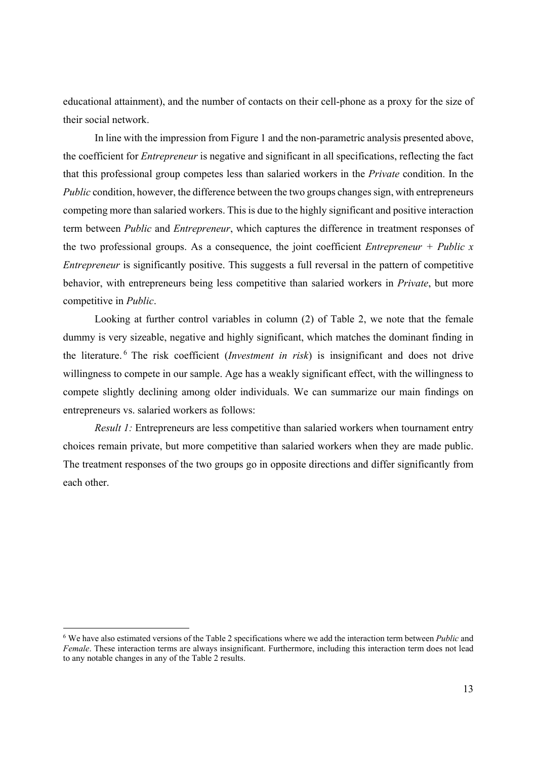educational attainment), and the number of contacts on their cell-phone as a proxy for the size of their social network.

In line with the impression from Figure 1 and the non-parametric analysis presented above, the coefficient for *Entrepreneur* is negative and significant in all specifications, reflecting the fact that this professional group competes less than salaried workers in the *Private* condition. In the *Public* condition, however, the difference between the two groups changes sign, with entrepreneurs competing more than salaried workers. This is due to the highly significant and positive interaction term between *Public* and *Entrepreneur*, which captures the difference in treatment responses of the two professional groups. As a consequence, the joint coefficient *Entrepreneur + Public x Entrepreneur* is significantly positive. This suggests a full reversal in the pattern of competitive behavior, with entrepreneurs being less competitive than salaried workers in *Private*, but more competitive in *Public*.

Looking at further control variables in column (2) of Table 2, we note that the female dummy is very sizeable, negative and highly significant, which matches the dominant finding in the literature.[6] The risk coefficient (*Investment in risk*) is insignificant and does not drive willingness to compete in our sample. Age has a weakly significant effect, with the willingness to compete slightly declining among older individuals. We can summarize our main findings on entrepreneurs vs. salaried workers as follows:

*Result 1:* Entrepreneurs are less competitive than salaried workers when tournament entry choices remain private, but more competitive than salaried workers when they are made public. The treatment responses of the two groups go in opposite directions and differ significantly from each other.

---

[6] We have also estimated versions of the Table 2 specifications where we add the interaction term between *Public* and *Female*. These interaction terms are always insignificant. Furthermore, including this interaction term does not lead to any notable changes in any of the Table 2 results.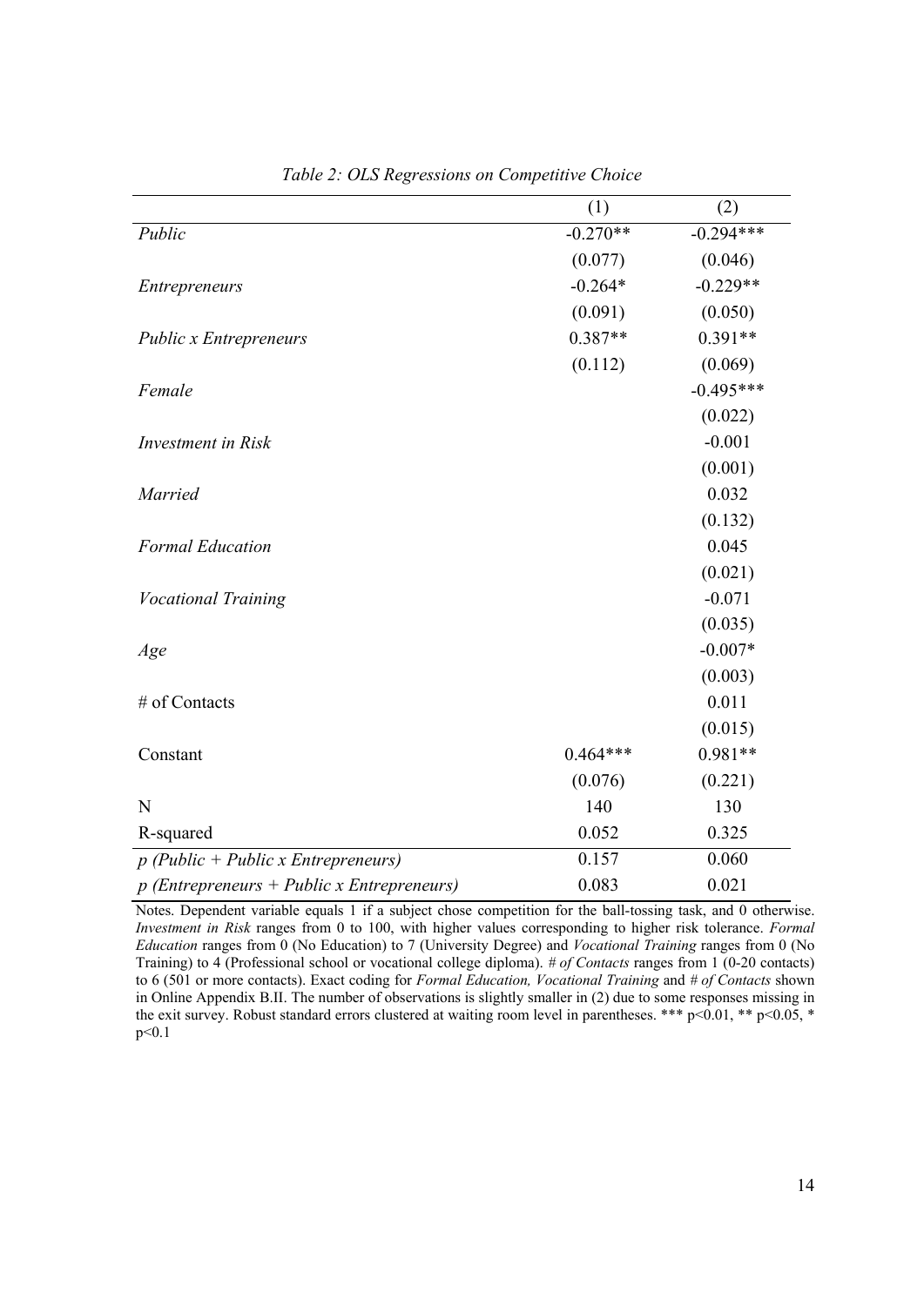*Table 2: OLS Regressions on Competitive Choice*

| | (1) | (2) |
|---|---|---|
| *Public* | -0.270** | -0.294*** |
| | (0.077) | (0.046) |
| *Entrepreneurs* | -0.264* | -0.229** |
| | (0.091) | (0.050) |
| *Public x Entrepreneurs* | 0.387** | 0.391** |
| | (0.112) | (0.069) |
| *Female* | | -0.495*** |
| | | (0.022) |
| *Investment in Risk* | | -0.001 |
| | | (0.001) |
| *Married* | | 0.032 |
| | | (0.132) |
| *Formal Education* | | 0.045 |
| | | (0.021) |
| *Vocational Training* | | -0.071 |
| | | (0.035) |
| *Age* | | -0.007* |
| | | (0.003) |
| # of Contacts | | 0.011 |
| | | (0.015) |
| Constant | 0.464*** | 0.981** |
| | (0.076) | (0.221) |
| N | 140 | 130 |
| R-squared | 0.052 | 0.325 |
| *p (Public + Public x Entrepreneurs)* | 0.157 | 0.060 |
| *p (Entrepreneurs + Public x Entrepreneurs)* | 0.083 | 0.021 |

Notes. Dependent variable equals 1 if a subject chose competition for the ball-tossing task, and 0 otherwise. *Investment in Risk* ranges from 0 to 100, with higher values corresponding to higher risk tolerance. *Formal Education* ranges from 0 (No Education) to 7 (University Degree) and *Vocational Training* ranges from 0 (No Training) to 4 (Professional school or vocational college diploma). *# of Contacts* ranges from 1 (0-20 contacts) to 6 (501 or more contacts). Exact coding for *Formal Education, Vocational Training* and *# of Contacts* shown in Online Appendix B.II. The number of observations is slightly smaller in (2) due to some responses missing in the exit survey. Robust standard errors clustered at waiting room level in parentheses. *** $p<0.01$, ** $p<0.05$, * $p<0.1$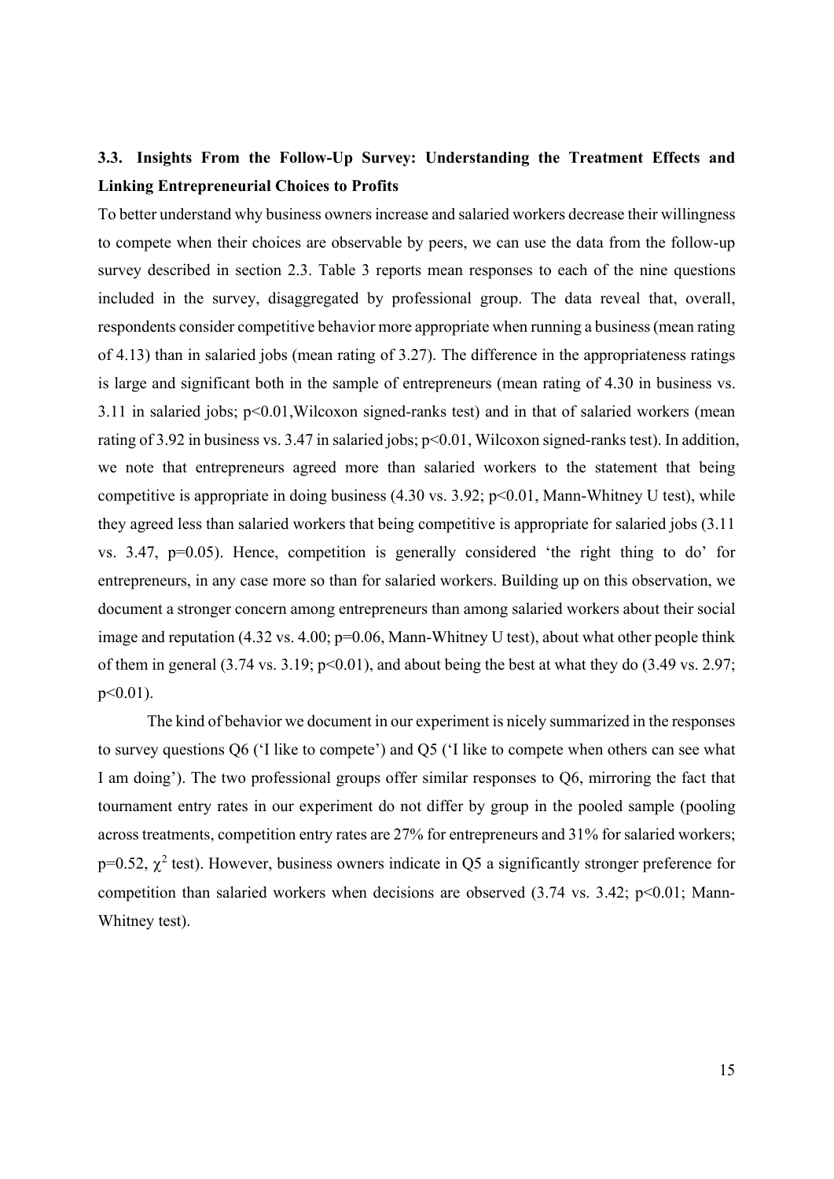### 3.3. Insights From the Follow-Up Survey: Understanding the Treatment Effects and Linking Entrepreneurial Choices to Profits

To better understand why business owners increase and salaried workers decrease their willingness to compete when their choices are observable by peers, we can use the data from the follow-up survey described in section 2.3. Table 3 reports mean responses to each of the nine questions included in the survey, disaggregated by professional group. The data reveal that, overall, respondents consider competitive behavior more appropriate when running a business (mean rating of 4.13) than in salaried jobs (mean rating of 3.27). The difference in the appropriateness ratings is large and significant both in the sample of entrepreneurs (mean rating of 4.30 in business vs. 3.11 in salaried jobs; $p<0.01$, Wilcoxon signed-ranks test) and in that of salaried workers (mean rating of 3.92 in business vs. 3.47 in salaried jobs; $p<0.01$, Wilcoxon signed-ranks test). In addition, we note that entrepreneurs agreed more than salaried workers to the statement that being competitive is appropriate in doing business (4.30 vs. 3.92; $p<0.01$, Mann-Whitney U test), while they agreed less than salaried workers that being competitive is appropriate for salaried jobs (3.11 vs. 3.47, $p=0.05$). Hence, competition is generally considered 'the right thing to do' for entrepreneurs, in any case more so than for salaried workers. Building up on this observation, we document a stronger concern among entrepreneurs than among salaried workers about their social image and reputation (4.32 vs. 4.00; $p=0.06$, Mann-Whitney U test), about what other people think of them in general (3.74 vs. 3.19; $p<0.01$), and about being the best at what they do (3.49 vs. 2.97; $p<0.01$).

The kind of behavior we document in our experiment is nicely summarized in the responses to survey questions Q6 ('I like to compete') and Q5 ('I like to compete when others can see what I am doing'). The two professional groups offer similar responses to Q6, mirroring the fact that tournament entry rates in our experiment do not differ by group in the pooled sample (pooling across treatments, competition entry rates are 27% for entrepreneurs and 31% for salaried workers; $p=0.52$, $\chi^2$ test). However, business owners indicate in Q5 a significantly stronger preference for competition than salaried workers when decisions are observed (3.74 vs. 3.42; $p<0.01$; Mann-Whitney test).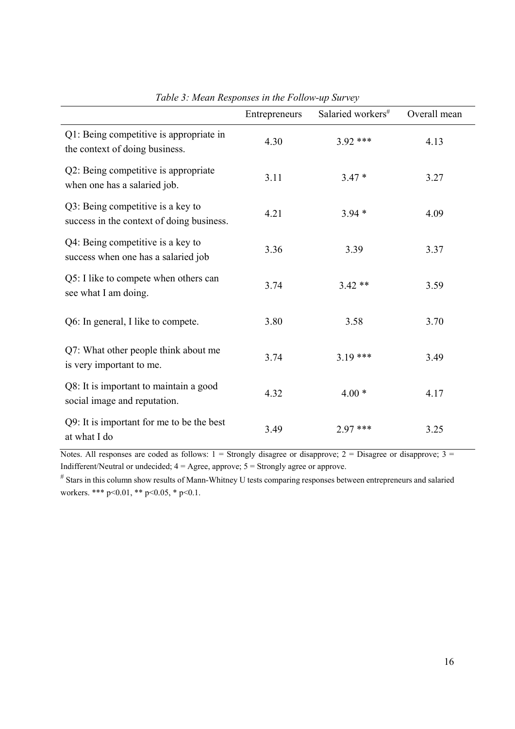*Table 3: Mean Responses in the Follow-up Survey*

| | Entrepreneurs | Salaried workers# | Overall mean |
|---|---|---|---|
| Q1: Being competitive is appropriate in the context of doing business. | 4.30 | 3.92 *** | 4.13 |
| Q2: Being competitive is appropriate when one has a salaried job. | 3.11 | 3.47 * | 3.27 |
| Q3: Being competitive is a key to success in the context of doing business. | 4.21 | 3.94 * | 4.09 |
| Q4: Being competitive is a key to success when one has a salaried job | 3.36 | 3.39 | 3.37 |
| Q5: I like to compete when others can see what I am doing. | 3.74 | 3.42 ** | 3.59 |
| Q6: In general, I like to compete. | 3.80 | 3.58 | 3.70 |
| Q7: What other people think about me is very important to me. | 3.74 | 3.19 *** | 3.49 |
| Q8: It is important to maintain a good social image and reputation. | 4.32 | 4.00 * | 4.17 |
| Q9: It is important for me to be the best at what I do | 3.49 | 2.97 *** | 3.25 |

Notes. All responses are coded as follows: 1 = Strongly disagree or disapprove; 2 = Disagree or disapprove; 3 = Indifferent/Neutral or undecided; 4 = Agree, approve; 5 = Strongly agree or approve.

# Stars in this column show results of Mann-Whitney U tests comparing responses between entrepreneurs and salaried workers. *** $p<0.01$, ** $p<0.05$, * $p<0.1$.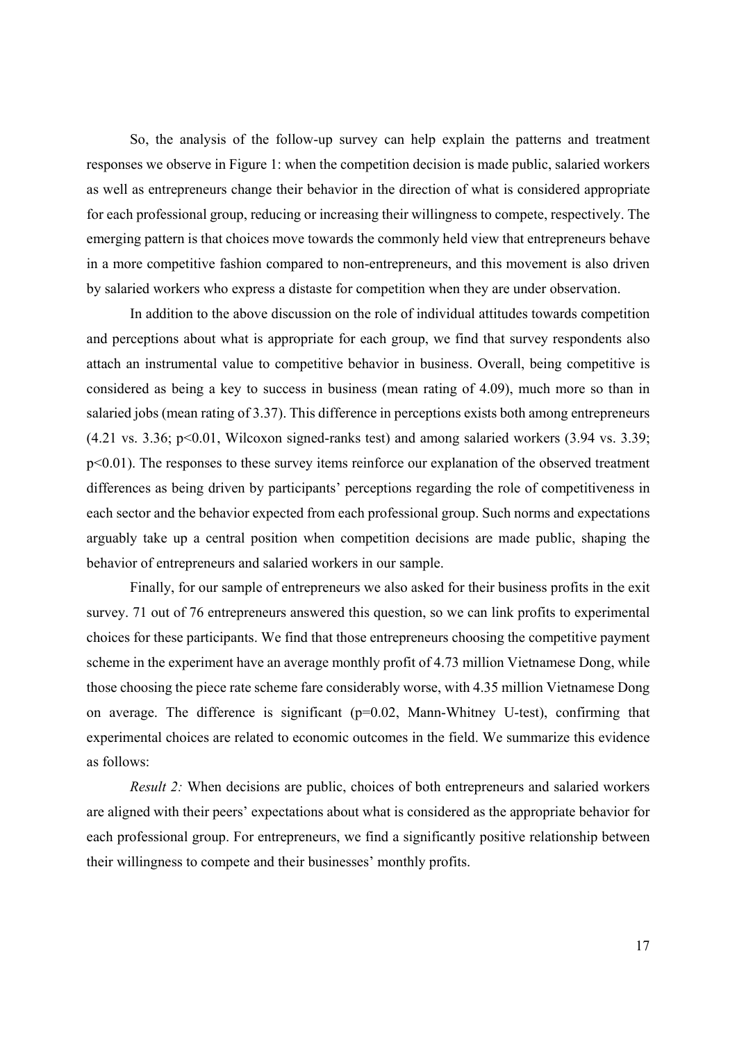So, the analysis of the follow-up survey can help explain the patterns and treatment responses we observe in Figure 1: when the competition decision is made public, salaried workers as well as entrepreneurs change their behavior in the direction of what is considered appropriate for each professional group, reducing or increasing their willingness to compete, respectively. The emerging pattern is that choices move towards the commonly held view that entrepreneurs behave in a more competitive fashion compared to non-entrepreneurs, and this movement is also driven by salaried workers who express a distaste for competition when they are under observation.

In addition to the above discussion on the role of individual attitudes towards competition and perceptions about what is appropriate for each group, we find that survey respondents also attach an instrumental value to competitive behavior in business. Overall, being competitive is considered as being a key to success in business (mean rating of 4.09), much more so than in salaried jobs (mean rating of 3.37). This difference in perceptions exists both among entrepreneurs (4.21 vs. 3.36; $p<0.01$, Wilcoxon signed-ranks test) and among salaried workers (3.94 vs. 3.39; $p<0.01$). The responses to these survey items reinforce our explanation of the observed treatment differences as being driven by participants' perceptions regarding the role of competitiveness in each sector and the behavior expected from each professional group. Such norms and expectations arguably take up a central position when competition decisions are made public, shaping the behavior of entrepreneurs and salaried workers in our sample.

Finally, for our sample of entrepreneurs we also asked for their business profits in the exit survey. 71 out of 76 entrepreneurs answered this question, so we can link profits to experimental choices for these participants. We find that those entrepreneurs choosing the competitive payment scheme in the experiment have an average monthly profit of 4.73 million Vietnamese Dong, while those choosing the piece rate scheme fare considerably worse, with 4.35 million Vietnamese Dong on average. The difference is significant ($p=0.02$, Mann-Whitney U-test), confirming that experimental choices are related to economic outcomes in the field. We summarize this evidence as follows:

*Result 2:* When decisions are public, choices of both entrepreneurs and salaried workers are aligned with their peers' expectations about what is considered as the appropriate behavior for each professional group. For entrepreneurs, we find a significantly positive relationship between their willingness to compete and their businesses' monthly profits.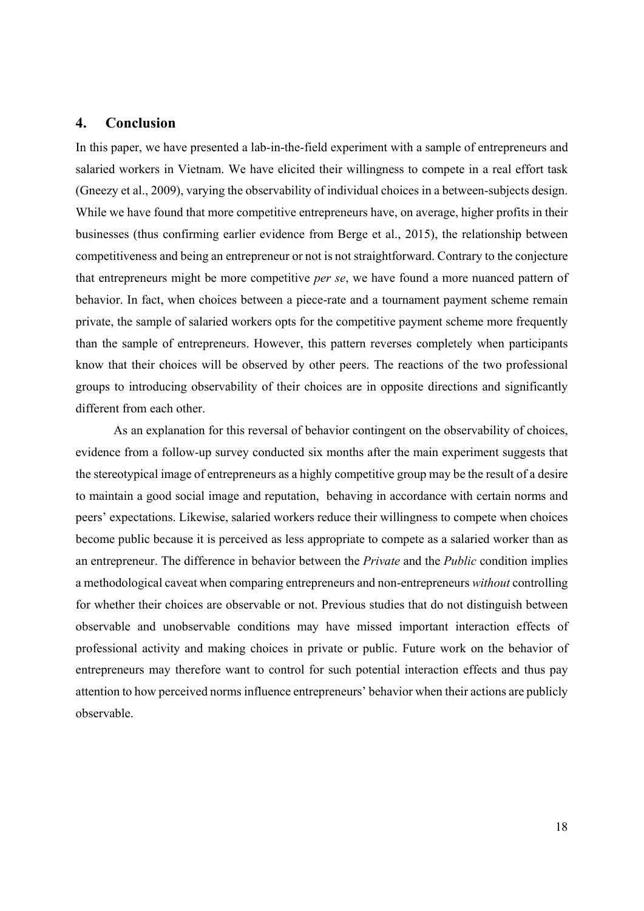## 4. Conclusion

In this paper, we have presented a lab-in-the-field experiment with a sample of entrepreneurs and salaried workers in Vietnam. We have elicited their willingness to compete in a real effort task (Gneezy et al., 2009), varying the observability of individual choices in a between-subjects design. While we have found that more competitive entrepreneurs have, on average, higher profits in their businesses (thus confirming earlier evidence from Berge et al., 2015), the relationship between competitiveness and being an entrepreneur or not is not straightforward. Contrary to the conjecture that entrepreneurs might be more competitive *per se*, we have found a more nuanced pattern of behavior. In fact, when choices between a piece-rate and a tournament payment scheme remain private, the sample of salaried workers opts for the competitive payment scheme more frequently than the sample of entrepreneurs. However, this pattern reverses completely when participants know that their choices will be observed by other peers. The reactions of the two professional groups to introducing observability of their choices are in opposite directions and significantly different from each other.

As an explanation for this reversal of behavior contingent on the observability of choices, evidence from a follow-up survey conducted six months after the main experiment suggests that the stereotypical image of entrepreneurs as a highly competitive group may be the result of a desire to maintain a good social image and reputation, behaving in accordance with certain norms and peers' expectations. Likewise, salaried workers reduce their willingness to compete when choices become public because it is perceived as less appropriate to compete as a salaried worker than as an entrepreneur. The difference in behavior between the *Private* and the *Public* condition implies a methodological caveat when comparing entrepreneurs and non-entrepreneurs *without* controlling for whether their choices are observable or not. Previous studies that do not distinguish between observable and unobservable conditions may have missed important interaction effects of professional activity and making choices in private or public. Future work on the behavior of entrepreneurs may therefore want to control for such potential interaction effects and thus pay attention to how perceived norms influence entrepreneurs' behavior when their actions are publicly observable.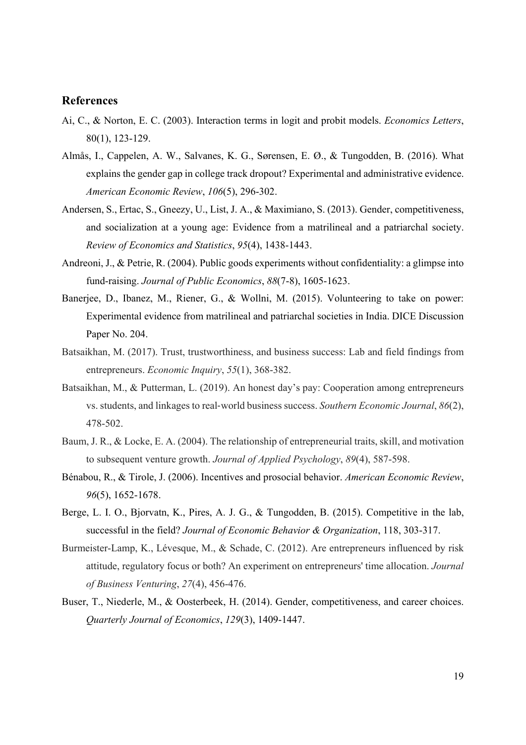## References

Ai, C., & Norton, E. C. (2003). Interaction terms in logit and probit models. *Economics Letters*, 80(1), 123-129.

Almås, I., Cappelen, A. W., Salvanes, K. G., Sørensen, E. Ø., & Tungodden, B. (2016). What explains the gender gap in college track dropout? Experimental and administrative evidence. *American Economic Review*, *106*(5), 296-302.

Andersen, S., Ertac, S., Gneezy, U., List, J. A., & Maximiano, S. (2013). Gender, competitiveness, and socialization at a young age: Evidence from a matrilineal and a patriarchal society. *Review of Economics and Statistics*, *95*(4), 1438-1443.

Andreoni, J., & Petrie, R. (2004). Public goods experiments without confidentiality: a glimpse into fund-raising. *Journal of Public Economics*, *88*(7-8), 1605-1623.

Banerjee, D., Ibanez, M., Riener, G., & Wollni, M. (2015). Volunteering to take on power: Experimental evidence from matrilineal and patriarchal societies in India. DICE Discussion Paper No. 204.

Batsaikhan, M. (2017). Trust, trustworthiness, and business success: Lab and field findings from entrepreneurs. *Economic Inquiry*, *55*(1), 368-382.

Batsaikhan, M., & Putterman, L. (2019). An honest day's pay: Cooperation among entrepreneurs vs. students, and linkages to real-world business success. *Southern Economic Journal*, *86*(2), 478-502.

Baum, J. R., & Locke, E. A. (2004). The relationship of entrepreneurial traits, skill, and motivation to subsequent venture growth. *Journal of Applied Psychology*, *89*(4), 587-598.

Bénabou, R., & Tirole, J. (2006). Incentives and prosocial behavior. *American Economic Review*, *96*(5), 1652-1678.

Berge, L. I. O., Bjorvatn, K., Pires, A. J. G., & Tungodden, B. (2015). Competitive in the lab, successful in the field? *Journal of Economic Behavior & Organization*, 118, 303-317.

Burmeister-Lamp, K., Lévesque, M., & Schade, C. (2012). Are entrepreneurs influenced by risk attitude, regulatory focus or both? An experiment on entrepreneurs' time allocation. *Journal of Business Venturing*, *27*(4), 456-476.

Buser, T., Niederle, M., & Oosterbeek, H. (2014). Gender, competitiveness, and career choices. *Quarterly Journal of Economics*, *129*(3), 1409-1447.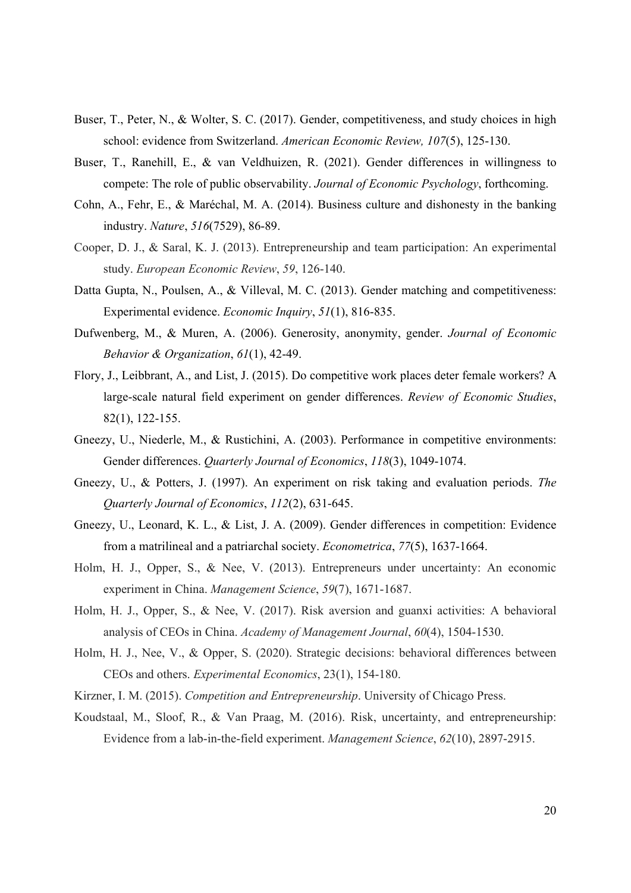Buser, T., Peter, N., & Wolter, S. C. (2017). Gender, competitiveness, and study choices in high school: evidence from Switzerland. *American Economic Review, 107*(5), 125-130.

Buser, T., Ranehill, E., & van Veldhuizen, R. (2021). Gender differences in willingness to compete: The role of public observability. *Journal of Economic Psychology*, forthcoming.

Cohn, A., Fehr, E., & Maréchal, M. A. (2014). Business culture and dishonesty in the banking industry. *Nature*, *516*(7529), 86-89.

Cooper, D. J., & Saral, K. J. (2013). Entrepreneurship and team participation: An experimental study. *European Economic Review*, *59*, 126-140.

Datta Gupta, N., Poulsen, A., & Villeval, M. C. (2013). Gender matching and competitiveness: Experimental evidence. *Economic Inquiry*, *51*(1), 816-835.

Dufwenberg, M., & Muren, A. (2006). Generosity, anonymity, gender. *Journal of Economic Behavior & Organization*, *61*(1), 42-49.

Flory, J., Leibbrant, A., and List, J. (2015). Do competitive work places deter female workers? A large-scale natural field experiment on gender differences. *Review of Economic Studies*, 82(1), 122-155.

Gneezy, U., Niederle, M., & Rustichini, A. (2003). Performance in competitive environments: Gender differences. *Quarterly Journal of Economics*, *118*(3), 1049-1074.

Gneezy, U., & Potters, J. (1997). An experiment on risk taking and evaluation periods. *The Quarterly Journal of Economics*, *112*(2), 631-645.

Gneezy, U., Leonard, K. L., & List, J. A. (2009). Gender differences in competition: Evidence from a matrilineal and a patriarchal society. *Econometrica*, *77*(5), 1637-1664.

Holm, H. J., Opper, S., & Nee, V. (2013). Entrepreneurs under uncertainty: An economic experiment in China. *Management Science*, *59*(7), 1671-1687.

Holm, H. J., Opper, S., & Nee, V. (2017). Risk aversion and guanxi activities: A behavioral analysis of CEOs in China. *Academy of Management Journal*, *60*(4), 1504-1530.

Holm, H. J., Nee, V., & Opper, S. (2020). Strategic decisions: behavioral differences between CEOs and others. *Experimental Economics*, 23(1), 154-180.

Kirzner, I. M. (2015). *Competition and Entrepreneurship*. University of Chicago Press.

Koudstaal, M., Sloof, R., & Van Praag, M. (2016). Risk, uncertainty, and entrepreneurship: Evidence from a lab-in-the-field experiment. *Management Science*, *62*(10), 2897-2915.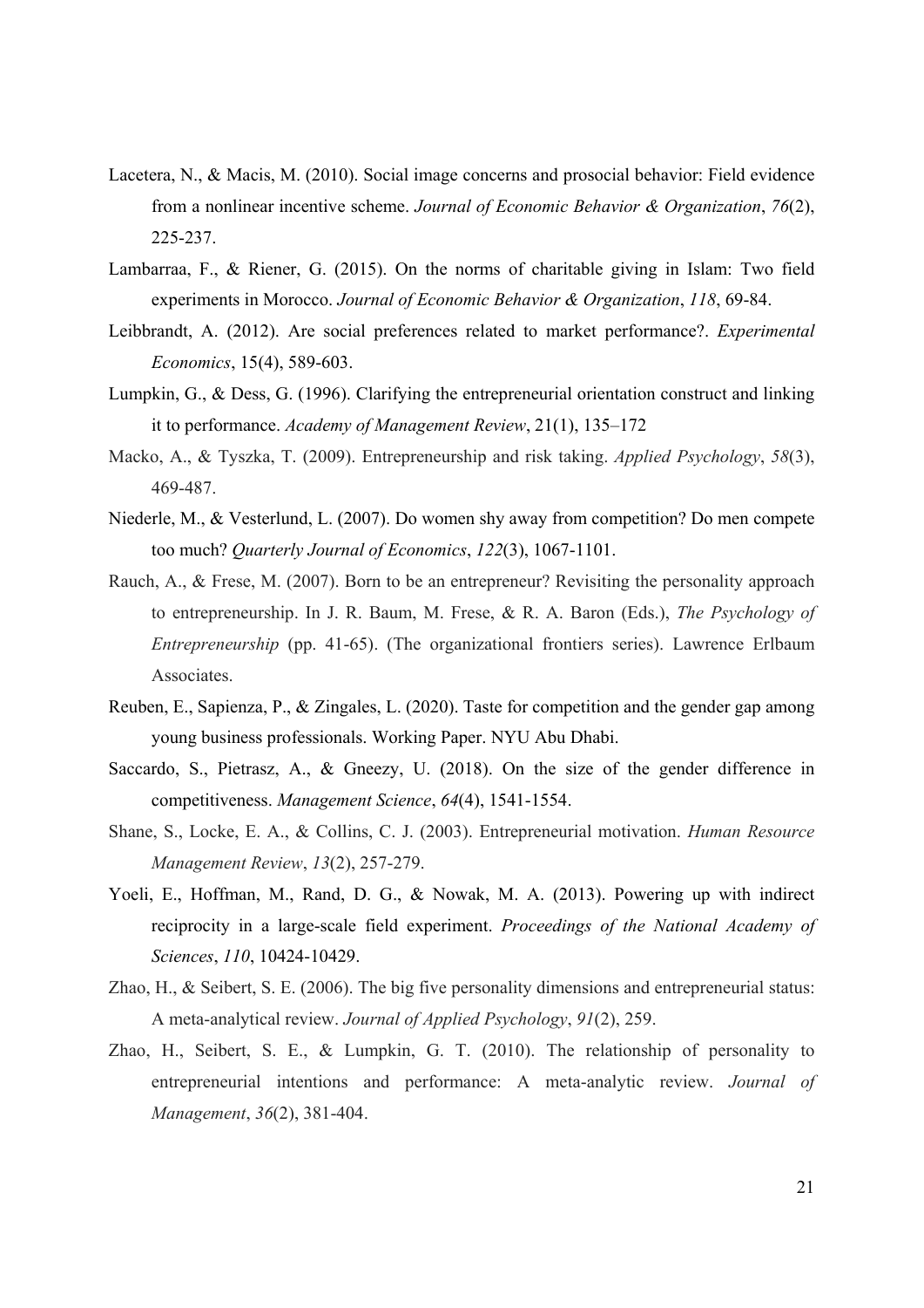Lacetera, N., & Macis, M. (2010). Social image concerns and prosocial behavior: Field evidence from a nonlinear incentive scheme. *Journal of Economic Behavior & Organization*, *76*(2), 225-237.

Lambarraa, F., & Riener, G. (2015). On the norms of charitable giving in Islam: Two field experiments in Morocco. *Journal of Economic Behavior & Organization*, *118*, 69-84.

Leibbrandt, A. (2012). Are social preferences related to market performance?. *Experimental Economics*, 15(4), 589-603.

Lumpkin, G., & Dess, G. (1996). Clarifying the entrepreneurial orientation construct and linking it to performance. *Academy of Management Review*, 21(1), 135–172

Macko, A., & Tyszka, T. (2009). Entrepreneurship and risk taking. *Applied Psychology*, *58*(3), 469-487.

Niederle, M., & Vesterlund, L. (2007). Do women shy away from competition? Do men compete too much? *Quarterly Journal of Economics*, *122*(3), 1067-1101.

Rauch, A., & Frese, M. (2007). Born to be an entrepreneur? Revisiting the personality approach to entrepreneurship. In J. R. Baum, M. Frese, & R. A. Baron (Eds.), *The Psychology of Entrepreneurship* (pp. 41-65). (The organizational frontiers series). Lawrence Erlbaum Associates.

Reuben, E., Sapienza, P., & Zingales, L. (2020). Taste for competition and the gender gap among young business professionals. Working Paper. NYU Abu Dhabi.

Saccardo, S., Pietrasz, A., & Gneezy, U. (2018). On the size of the gender difference in competitiveness. *Management Science*, *64*(4), 1541-1554.

Shane, S., Locke, E. A., & Collins, C. J. (2003). Entrepreneurial motivation. *Human Resource Management Review*, *13*(2), 257-279.

Yoeli, E., Hoffman, M., Rand, D. G., & Nowak, M. A. (2013). Powering up with indirect reciprocity in a large-scale field experiment. *Proceedings of the National Academy of Sciences*, *110*, 10424-10429.

Zhao, H., & Seibert, S. E. (2006). The big five personality dimensions and entrepreneurial status: A meta-analytical review. *Journal of Applied Psychology*, *91*(2), 259.

Zhao, H., Seibert, S. E., & Lumpkin, G. T. (2010). The relationship of personality to entrepreneurial intentions and performance: A meta-analytic review. *Journal of Management*, *36*(2), 381-404.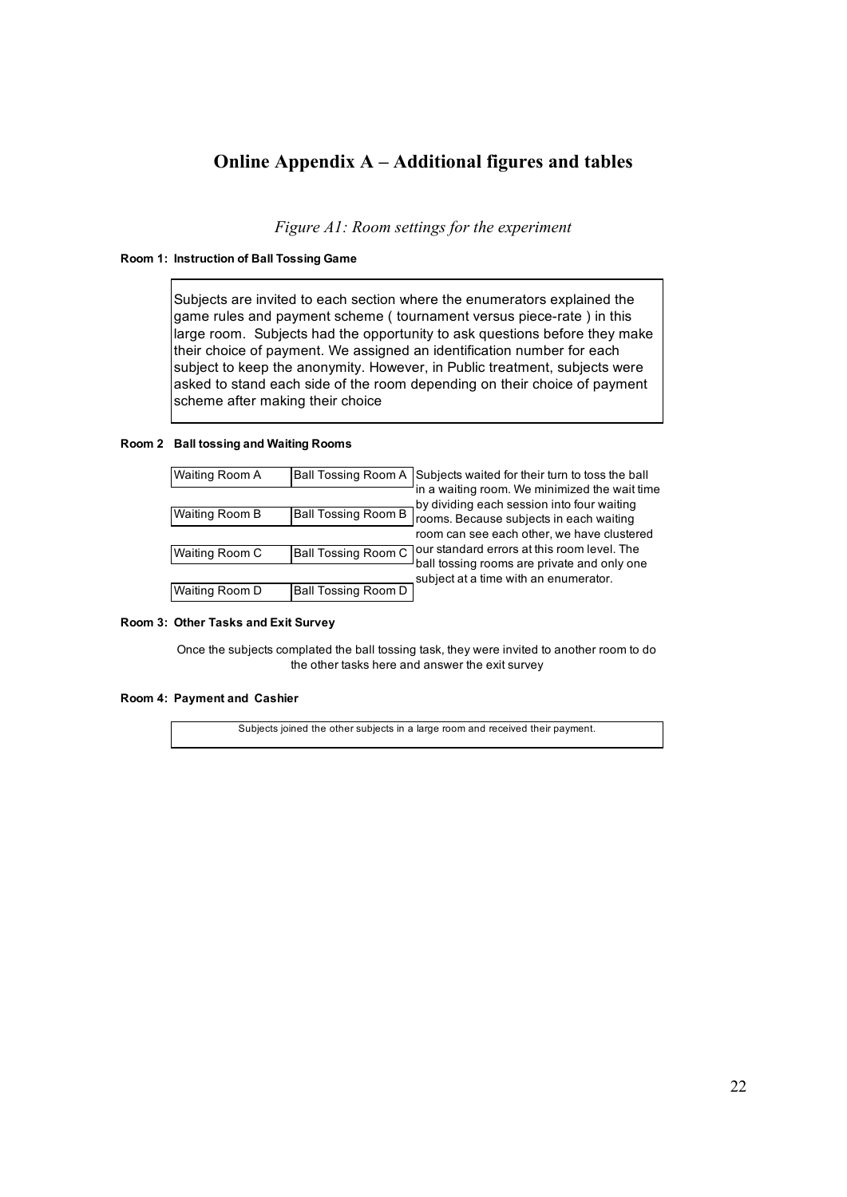# Online Appendix A – Additional figures and tables

*Figure A1: Room settings for the experiment*

**Room 1: Instruction of Ball Tossing Game**

Subjects are invited to each section where the enumerators explained the game rules and payment scheme ( tournament versus piece-rate ) in this large room. Subjects had the opportunity to ask questions before they make their choice of payment. We assigned an identification number for each subject to keep the anonymity. However, in Public treatment, subjects were asked to stand each side of the room depending on their choice of payment scheme after making their choice

**Room 2 Ball tossing and Waiting Rooms**

| Waiting Room | Ball Tossing Room |
|---|---|
| Waiting Room A | Ball Tossing Room A |
| Waiting Room B | Ball Tossing Room B |
| Waiting Room C | Ball Tossing Room C |
| Waiting Room D | Ball Tossing Room D |

Subjects waited for their turn to toss the ball in a waiting room. We minimized the wait time by dividing each session into four waiting rooms. Because subjects in each waiting room can see each other, we have clustered our standard errors at this room level. The ball tossing rooms are private and only one subject at a time with an enumerator.

**Room 3: Other Tasks and Exit Survey**

Once the subjects complated the ball tossing task, they were invited to another room to do the other tasks here and answer the exit survey

**Room 4: Payment and Cashier**

Subjects joined the other subjects in a large room and received their payment.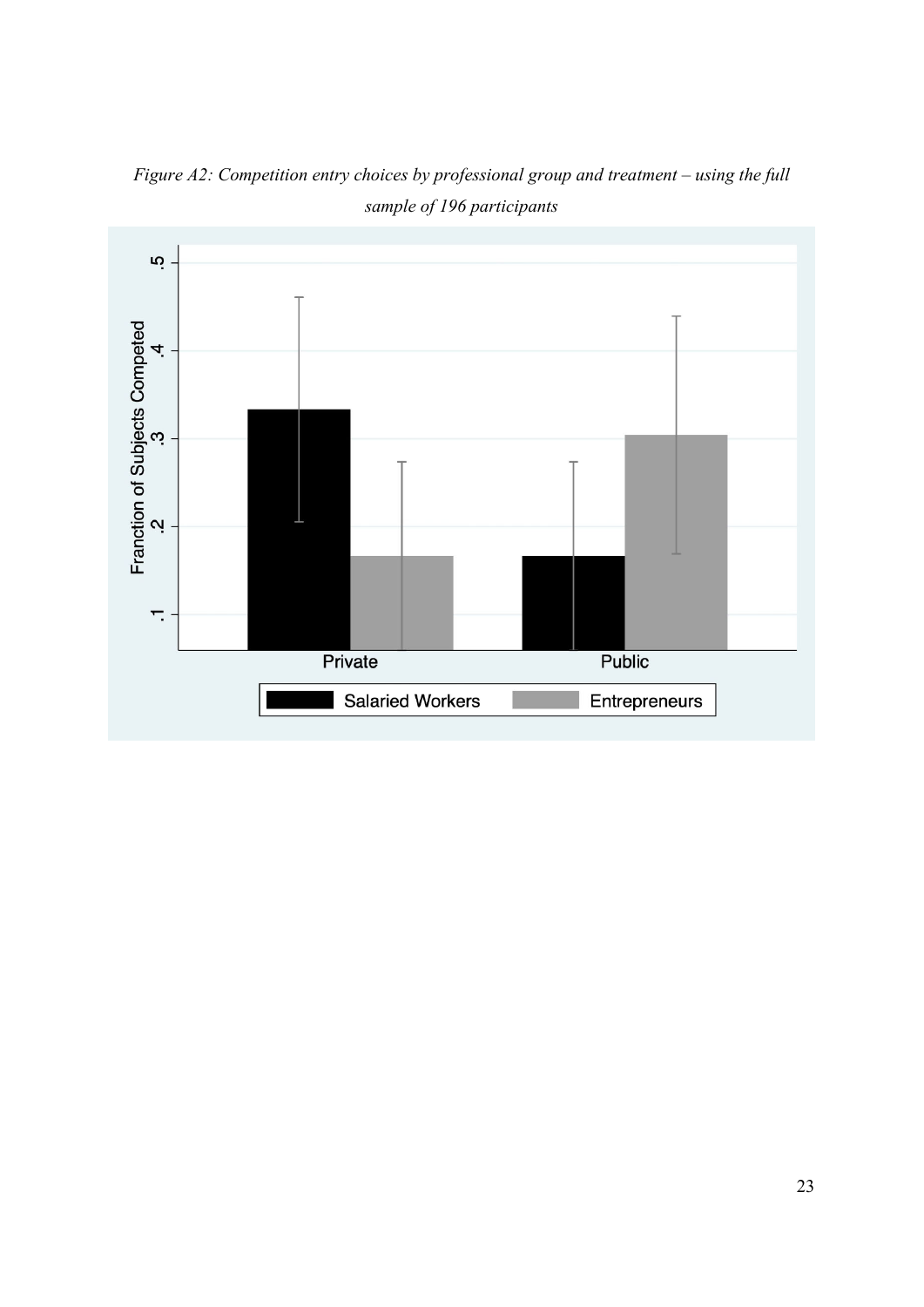*Figure A2: Competition entry choices by professional group and treatment – using the full sample of 196 participants*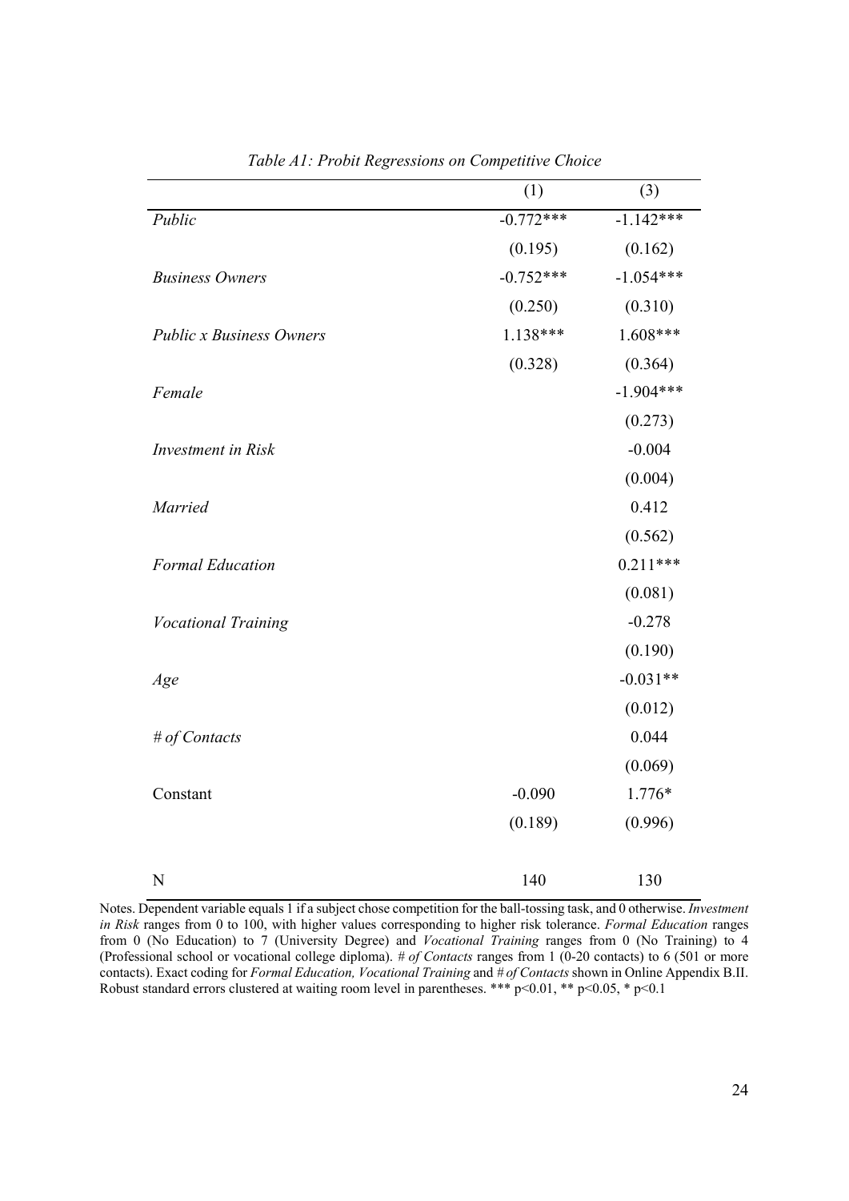*Table A1: Probit Regressions on Competitive Choice*

| | (1) | (3) |
|---|---|---|
| *Public* | -0.772*** | -1.142*** |
| | (0.195) | (0.162) |
| *Business Owners* | -0.752*** | -1.054*** |
| | (0.250) | (0.310) |
| *Public x Business Owners* | 1.138*** | 1.608*** |
| | (0.328) | (0.364) |
| *Female* | | -1.904*** |
| | | (0.273) |
| *Investment in Risk* | | -0.004 |
| | | (0.004) |
| *Married* | | 0.412 |
| | | (0.562) |
| *Formal Education* | | 0.211*** |
| | | (0.081) |
| *Vocational Training* | | -0.278 |
| | | (0.190) |
| *Age* | | -0.031** |
| | | (0.012) |
| *# of Contacts* | | 0.044 |
| | | (0.069) |
| Constant | -0.090 | 1.776* |
| | (0.189) | (0.996) |
| N | 140 | 130 |

Notes. Dependent variable equals 1 if a subject chose competition for the ball-tossing task, and 0 otherwise. *Investment in Risk* ranges from 0 to 100, with higher values corresponding to higher risk tolerance. *Formal Education* ranges from 0 (No Education) to 7 (University Degree) and *Vocational Training* ranges from 0 (No Training) to 4 (Professional school or vocational college diploma). *# of Contacts* ranges from 1 (0-20 contacts) to 6 (501 or more contacts). Exact coding for *Formal Education, Vocational Training* and *# of Contacts* shown in Online Appendix B.II. Robust standard errors clustered at waiting room level in parentheses. *** $p<0.01$, ** $p<0.05$, * $p<0.1$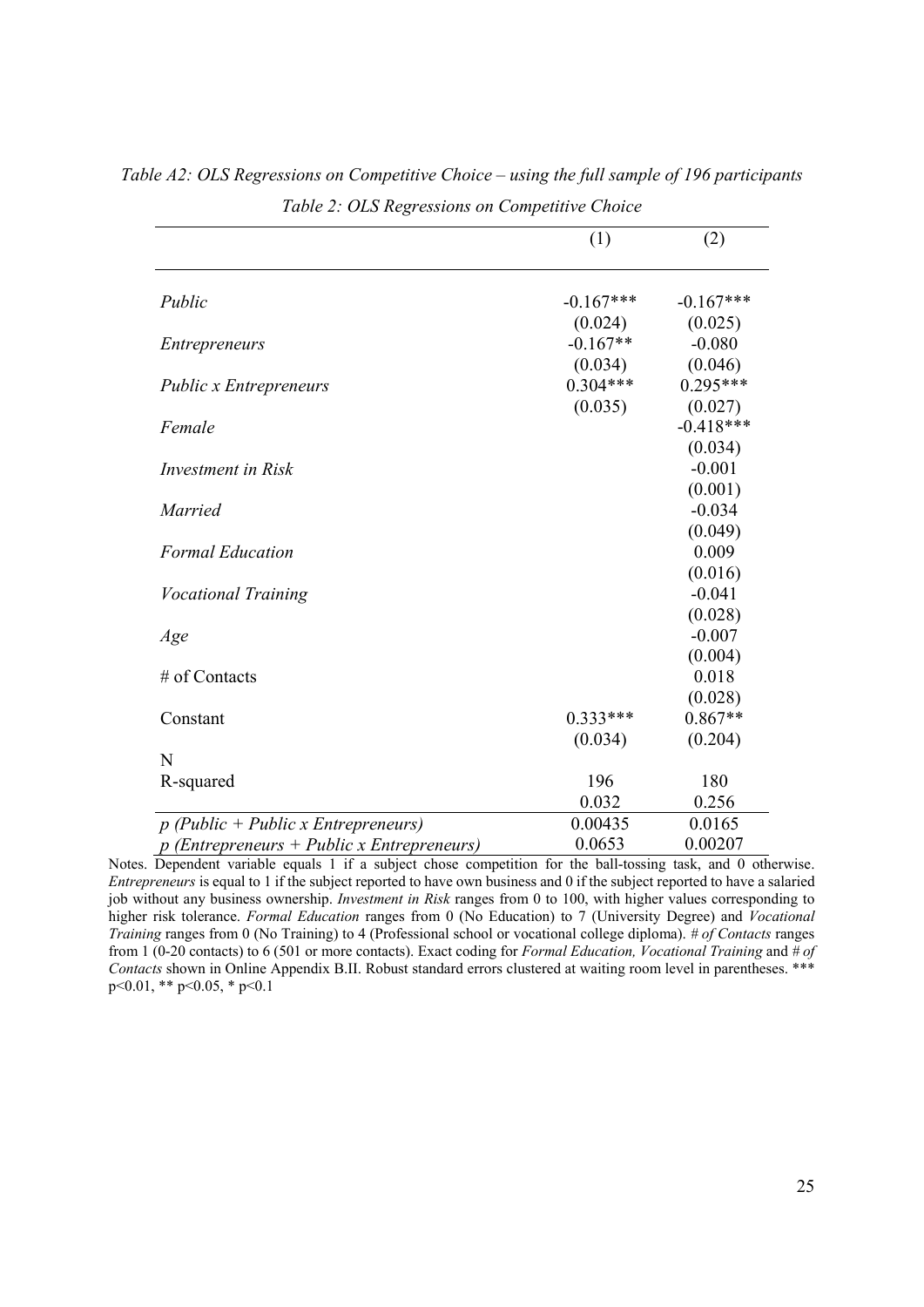*Table A2: OLS Regressions on Competitive Choice – using the full sample of 196 participants*

*Table 2: OLS Regressions on Competitive Choice*

| | (1) | (2) |
|---|---|---|
| *Public* | -0.167*** | -0.167*** |
| | (0.024) | (0.025) |
| *Entrepreneurs* | -0.167** | -0.080 |
| | (0.034) | (0.046) |
| *Public x Entrepreneurs* | 0.304*** | 0.295*** |
| | (0.035) | (0.027) |
| *Female* | | -0.418*** |
| | | (0.034) |
| *Investment in Risk* | | -0.001 |
| | | (0.001) |
| *Married* | | -0.034 |
| | | (0.049) |
| *Formal Education* | | 0.009 |
| | | (0.016) |
| *Vocational Training* | | -0.041 |
| | | (0.028) |
| *Age* | | -0.007 |
| | | (0.004) |
| # of Contacts | | 0.018 |
| | | (0.028) |
| Constant | 0.333*** | 0.867** |
| | (0.034) | (0.204) |
| N | 196 | 180 |
| R-squared | 0.032 | 0.256 |
| *p (Public + Public x Entrepreneurs)* | 0.00435 | 0.0165 |
| *p (Entrepreneurs + Public x Entrepreneurs)* | 0.0653 | 0.00207 |

Notes. Dependent variable equals 1 if a subject chose competition for the ball-tossing task, and 0 otherwise. *Entrepreneurs* is equal to 1 if the subject reported to have own business and 0 if the subject reported to have a salaried job without any business ownership. *Investment in Risk* ranges from 0 to 100, with higher values corresponding to higher risk tolerance. *Formal Education* ranges from 0 (No Education) to 7 (University Degree) and *Vocational Training* ranges from 0 (No Training) to 4 (Professional school or vocational college diploma). *# of Contacts* ranges from 1 (0-20 contacts) to 6 (501 or more contacts). Exact coding for *Formal Education, Vocational Training* and *# of Contacts* shown in Online Appendix B.II. Robust standard errors clustered at waiting room level in parentheses. *** p<0.01, ** p<0.05, * p<0.1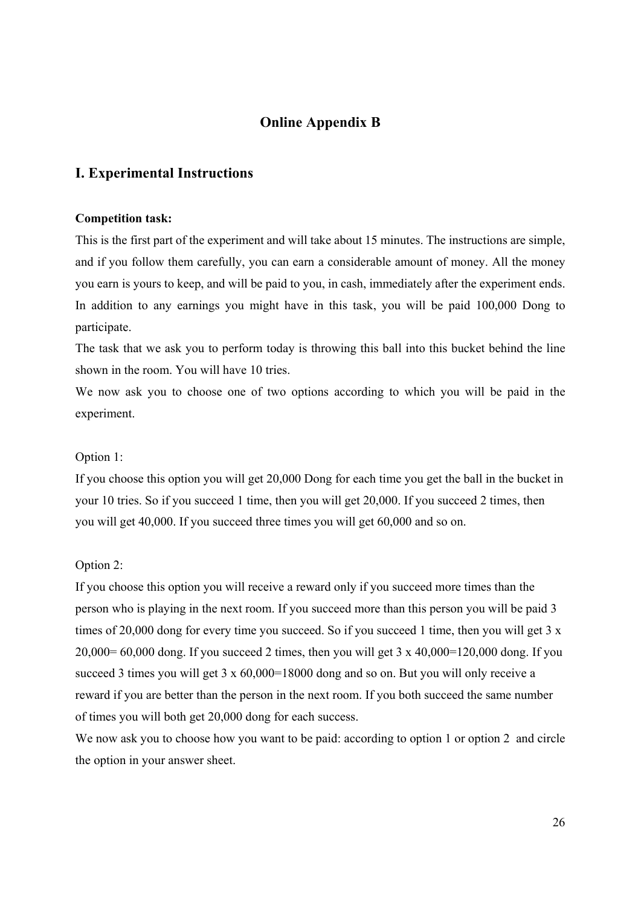## Online Appendix B

## I. Experimental Instructions

**Competition task:**

This is the first part of the experiment and will take about 15 minutes. The instructions are simple, and if you follow them carefully, you can earn a considerable amount of money. All the money you earn is yours to keep, and will be paid to you, in cash, immediately after the experiment ends. In addition to any earnings you might have in this task, you will be paid 100,000 Dong to participate.

The task that we ask you to perform today is throwing this ball into this bucket behind the line shown in the room. You will have 10 tries.

We now ask you to choose one of two options according to which you will be paid in the experiment.

Option 1:

If you choose this option you will get 20,000 Dong for each time you get the ball in the bucket in your 10 tries. So if you succeed 1 time, then you will get 20,000. If you succeed 2 times, then you will get 40,000. If you succeed three times you will get 60,000 and so on.

Option 2:

If you choose this option you will receive a reward only if you succeed more times than the person who is playing in the next room. If you succeed more than this person you will be paid 3 times of 20,000 dong for every time you succeed. So if you succeed 1 time, then you will get 3 x 20,000= 60,000 dong. If you succeed 2 times, then you will get 3 x 40,000=120,000 dong. If you succeed 3 times you will get 3 x 60,000=18000 dong and so on. But you will only receive a reward if you are better than the person in the next room. If you both succeed the same number of times you will both get 20,000 dong for each success.

We now ask you to choose how you want to be paid: according to option 1 or option 2 and circle the option in your answer sheet.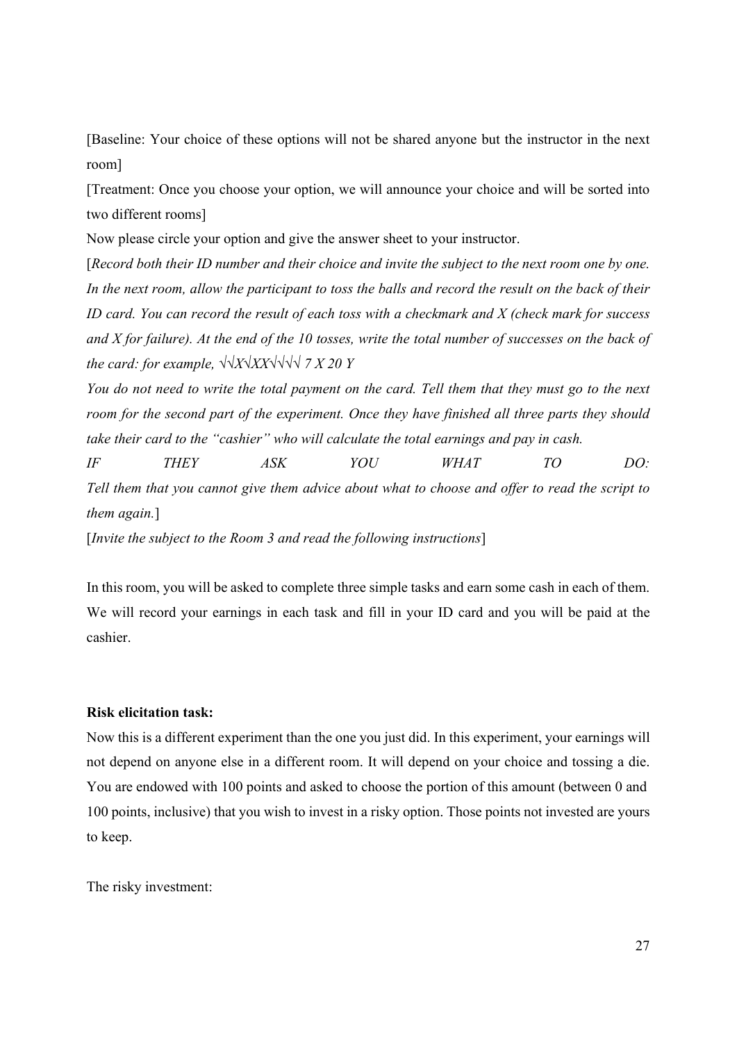[Baseline: Your choice of these options will not be shared anyone but the instructor in the next room]

[Treatment: Once you choose your option, we will announce your choice and will be sorted into two different rooms]

Now please circle your option and give the answer sheet to your instructor.

[*Record both their ID number and their choice and invite the subject to the next room one by one. In the next room, allow the participant to toss the balls and record the result on the back of their ID card. You can record the result of each toss with a checkmark and X (check mark for success and X for failure). At the end of the 10 tosses, write the total number of successes on the back of the card: for example, √√X√XX√√√√ 7 X 20 Y*

*You do not need to write the total payment on the card. Tell them that they must go to the next room for the second part of the experiment. Once they have finished all three parts they should take their card to the "cashier" who will calculate the total earnings and pay in cash.*

*IF THEY ASK YOU WHAT TO DO:*

*Tell them that you cannot give them advice about what to choose and offer to read the script to them again.*]

[*Invite the subject to the Room 3 and read the following instructions*]

In this room, you will be asked to complete three simple tasks and earn some cash in each of them. We will record your earnings in each task and fill in your ID card and you will be paid at the cashier.

**Risk elicitation task:**

Now this is a different experiment than the one you just did. In this experiment, your earnings will not depend on anyone else in a different room. It will depend on your choice and tossing a die. You are endowed with 100 points and asked to choose the portion of this amount (between 0 and 100 points, inclusive) that you wish to invest in a risky option. Those points not invested are yours to keep.

The risky investment: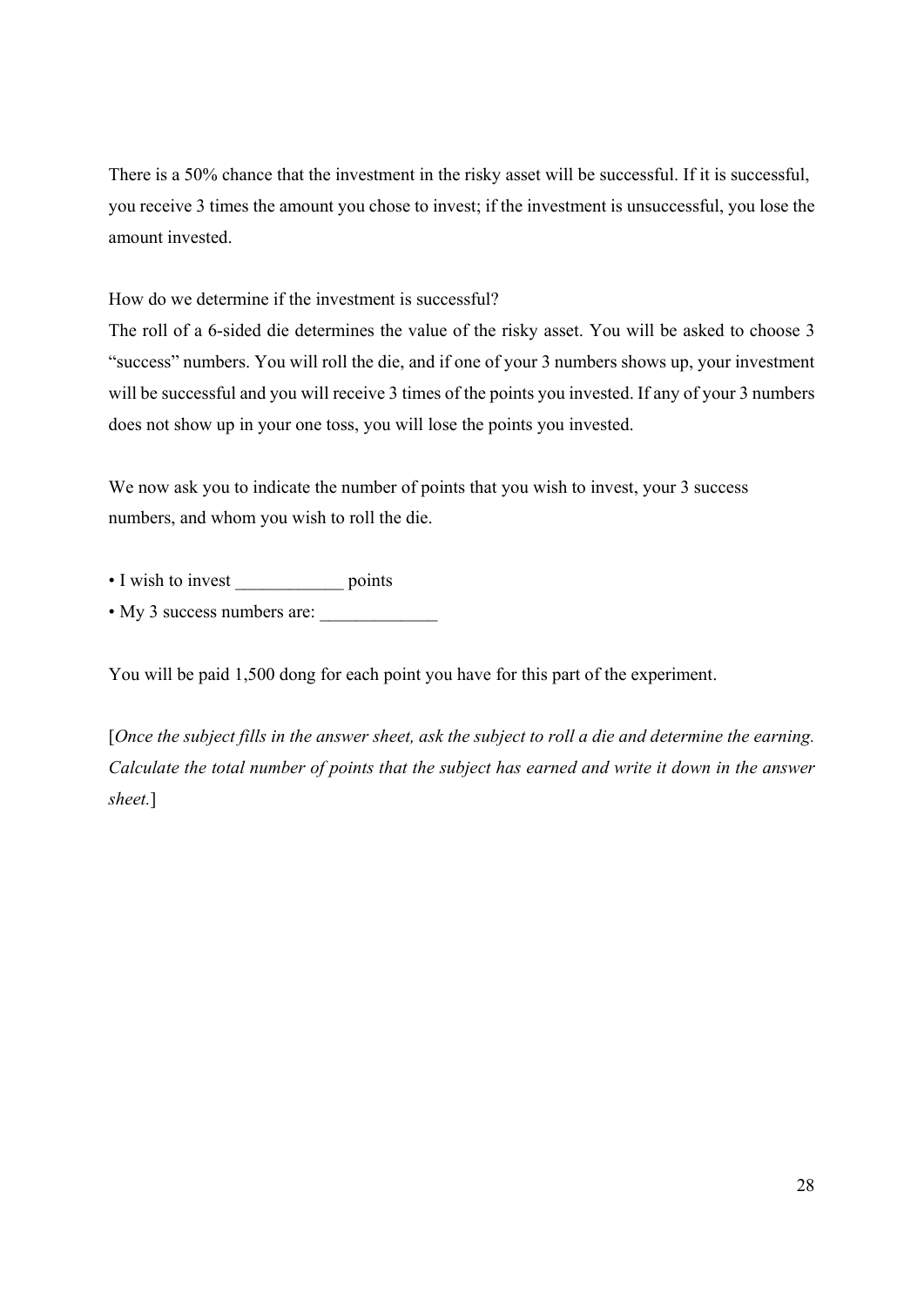There is a 50% chance that the investment in the risky asset will be successful. If it is successful, you receive 3 times the amount you chose to invest; if the investment is unsuccessful, you lose the amount invested.

How do we determine if the investment is successful?

The roll of a 6-sided die determines the value of the risky asset. You will be asked to choose 3 "success" numbers. You will roll the die, and if one of your 3 numbers shows up, your investment will be successful and you will receive 3 times of the points you invested. If any of your 3 numbers does not show up in your one toss, you will lose the points you invested.

We now ask you to indicate the number of points that you wish to invest, your 3 success numbers, and whom you wish to roll the die.

- I wish to invest ____________ points
- My 3 success numbers are: _____________

You will be paid 1,500 dong for each point you have for this part of the experiment.

[*Once the subject fills in the answer sheet, ask the subject to roll a die and determine the earning. Calculate the total number of points that the subject has earned and write it down in the answer sheet.*]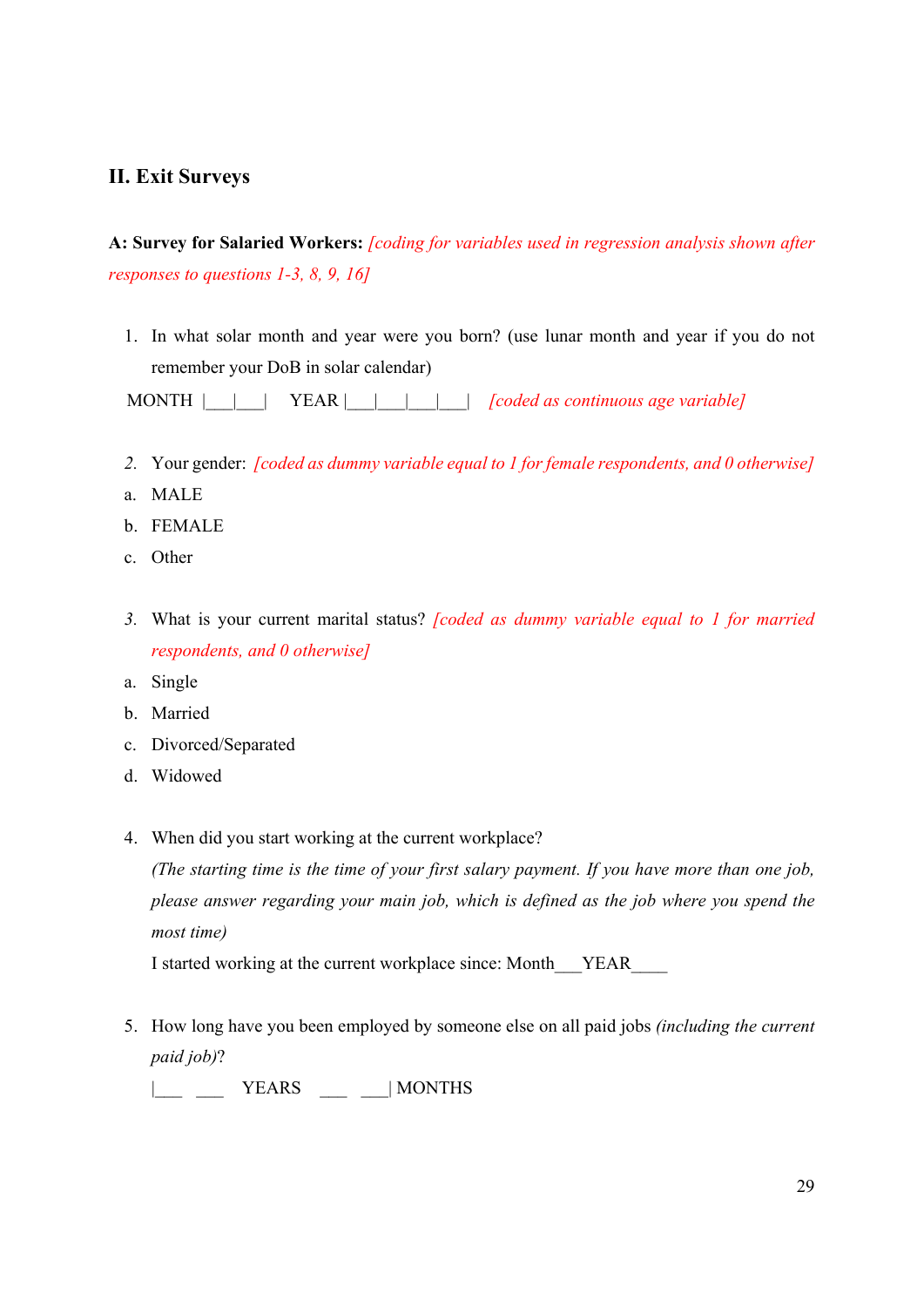## II. Exit Surveys

**A: Survey for Salaried Workers:** *[coding for variables used in regression analysis shown after responses to questions 1-3, 8, 9, 16]*

1. In what solar month and year were you born? (use lunar month and year if you do not remember your DoB in solar calendar)

MONTH |___|___| YEAR |___|___|___|___| *[coded as continuous age variable]*

2. Your gender: *[coded as dummy variable equal to 1 for female respondents, and 0 otherwise]*

a. MALE
b. FEMALE
c. Other

3. What is your current marital status? *[coded as dummy variable equal to 1 for married respondents, and 0 otherwise]*

a. Single
b. Married
c. Divorced/Separated
d. Widowed

4. When did you start working at the current workplace?

*(The starting time is the time of your first salary payment. If you have more than one job, please answer regarding your main job, which is defined as the job where you spend the most time)*

I started working at the current workplace since: Month___YEAR____

5. How long have you been employed by someone else on all paid jobs *(including the current paid job)*?

|___ ___ YEARS ___ ___| MONTHS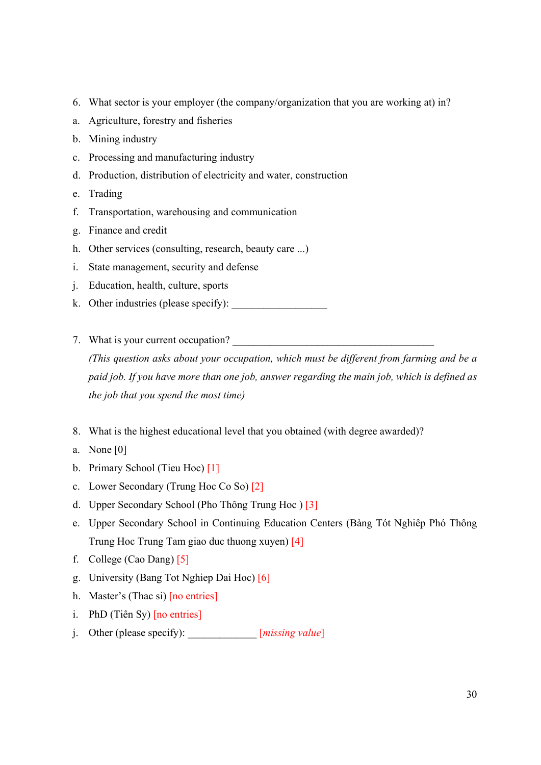6. What sector is your employer (the company/organization that you are working at) in?

a. Agriculture, forestry and fisheries
b. Mining industry
c. Processing and manufacturing industry
d. Production, distribution of electricity and water, construction
e. Trading
f. Transportation, warehousing and communication
g. Finance and credit
h. Other services (consulting, research, beauty care ...)
i. State management, security and defense
j. Education, health, culture, sports
k. Other industries (please specify): __________________

7. What is your current occupation? ______________________________________

*(This question asks about your occupation, which must be different from farming and be a paid job. If you have more than one job, answer regarding the main job, which is defined as the job that you spend the most time)*

8. What is the highest educational level that you obtained (with degree awarded)?

a. None [0]
b. Primary School (Tieu Hoc) [1]
c. Lower Secondary (Trung Hoc Co So) [2]
d. Upper Secondary School (Pho Thông Trung Hoc ) [3]
e. Upper Secondary School in Continuing Education Centers (Bàng Tót Nghiêp Phó Thông Trung Hoc Trung Tam giao duc thuong xuyen) [4]
f. College (Cao Dang) [5]
g. University (Bang Tot Nghiep Dai Hoc) [6]
h. Master's (Thac si) [no entries]
i. PhD (Tiên Sy) [no entries]
j. Other (please specify): _____________ [*missing value*]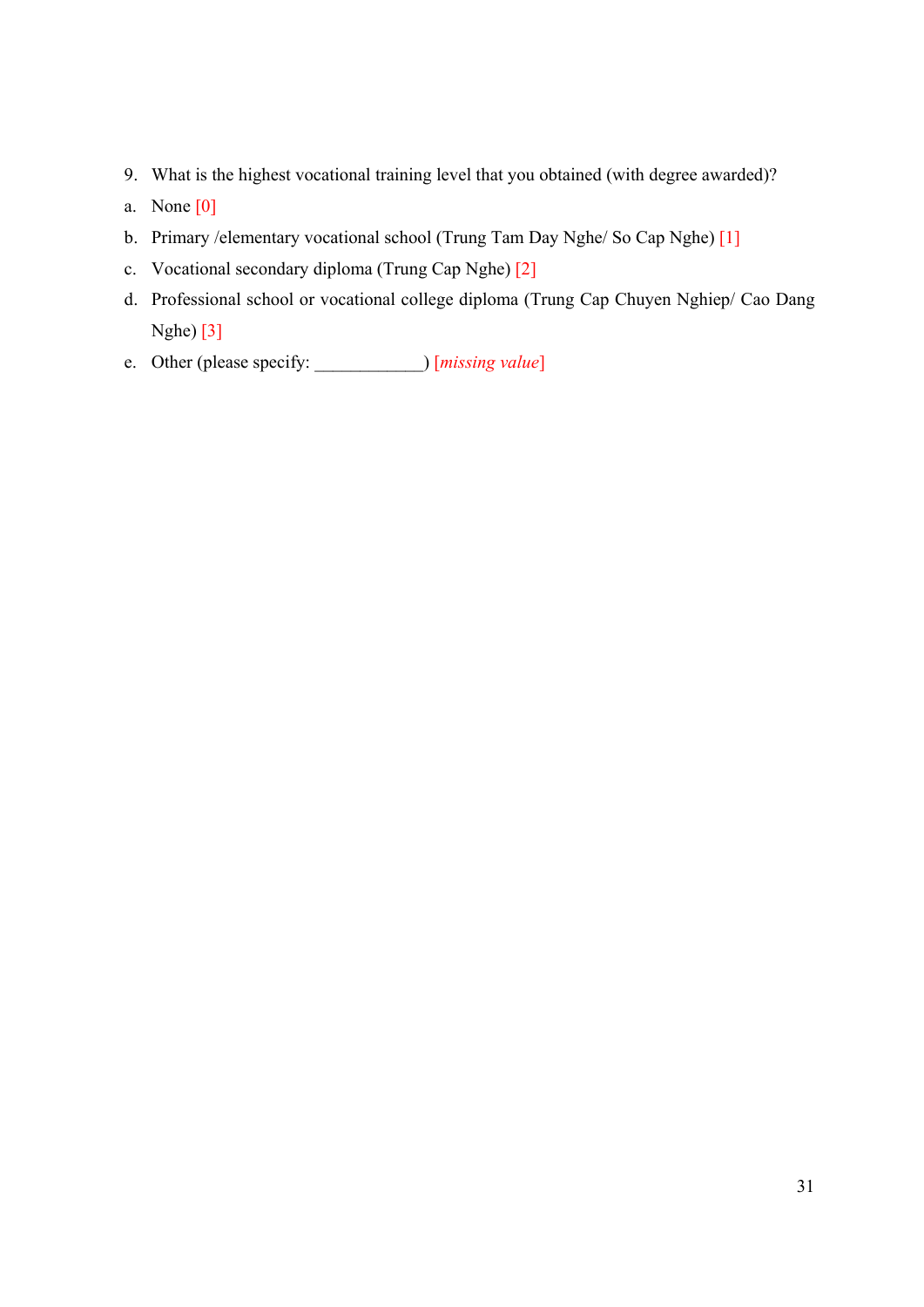9. What is the highest vocational training level that you obtained (with degree awarded)?

a. None [0]

b. Primary /elementary vocational school (Trung Tam Day Nghe/ So Cap Nghe) [1]

c. Vocational secondary diploma (Trung Cap Nghe) [2]

d. Professional school or vocational college diploma (Trung Cap Chuyen Nghiep/ Cao Dang Nghe) [3]

e. Other (please specify: ____________) [*missing value*]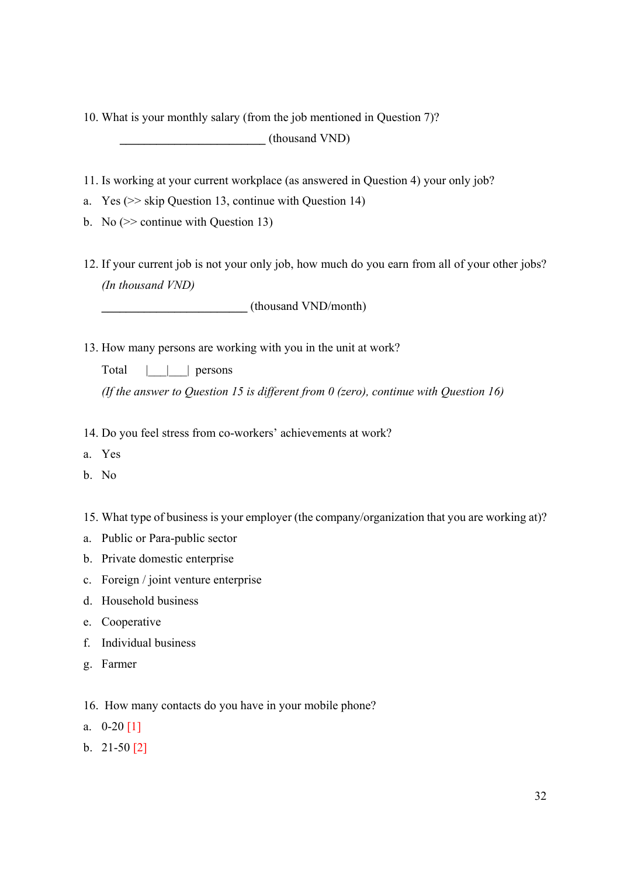10. What is your monthly salary (from the job mentioned in Question 7)?

    ________________________ (thousand VND)

11. Is working at your current workplace (as answered in Question 4) your only job?

a. Yes (>> skip Question 13, continue with Question 14)
b. No (>> continue with Question 13)

12. If your current job is not your only job, how much do you earn from all of your other jobs? *(In thousand VND)*

    ________________________ (thousand VND/month)

13. How many persons are working with you in the unit at work?

    Total |___|___| persons

    *(If the answer to Question 15 is different from 0 (zero), continue with Question 16)*

14. Do you feel stress from co-workers' achievements at work?

a. Yes
b. No

15. What type of business is your employer (the company/organization that you are working at)?

a. Public or Para-public sector
b. Private domestic enterprise
c. Foreign / joint venture enterprise
d. Household business
e. Cooperative
f. Individual business
g. Farmer

16. How many contacts do you have in your mobile phone?

a. 0-20 [1]
b. 21-50 [2]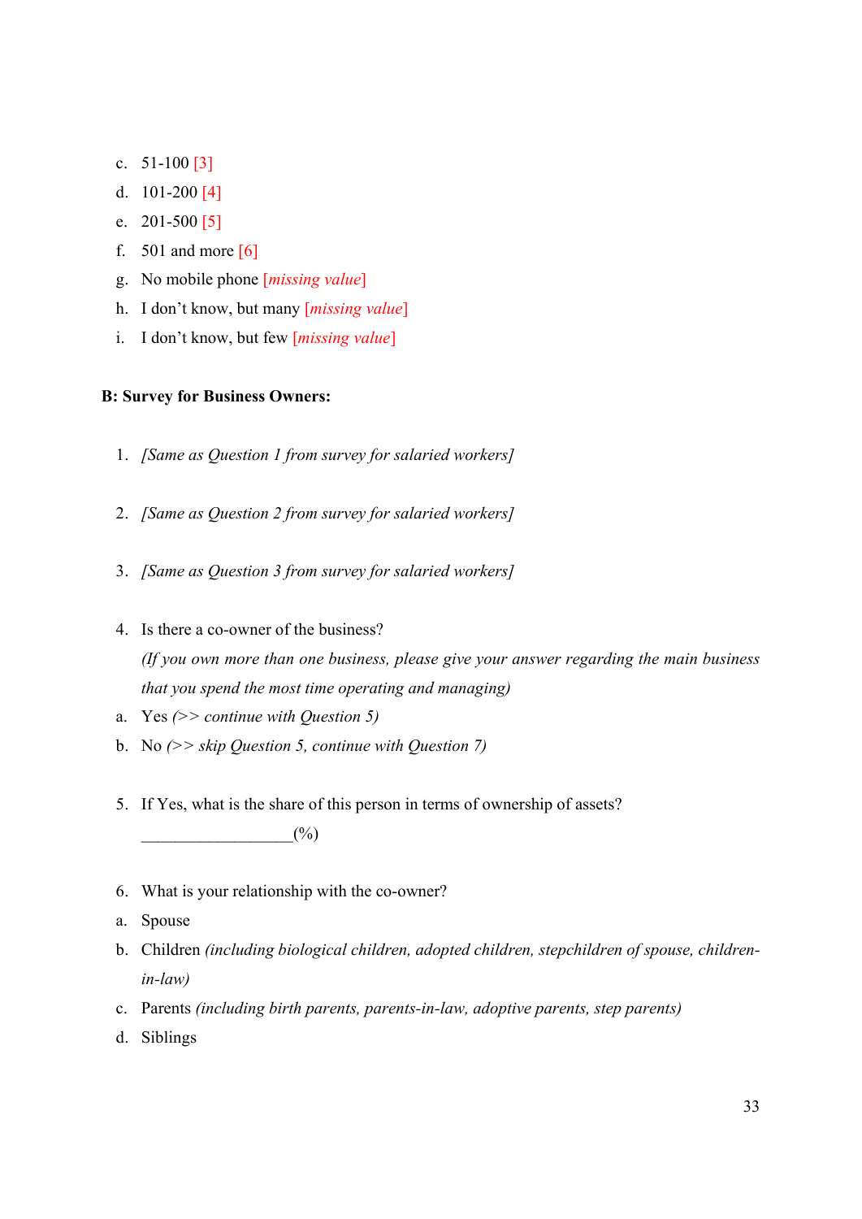c. 51-100 [3]
d. 101-200 [4]
e. 201-500 [5]
f. 501 and more [6]
g. No mobile phone [*missing value*]
h. I don't know, but many [*missing value*]
i. I don't know, but few [*missing value*]

**B: Survey for Business Owners:**

1. *[Same as Question 1 from survey for salaried workers]*

2. *[Same as Question 2 from survey for salaried workers]*

3. *[Same as Question 3 from survey for salaried workers]*

4. Is there a co-owner of the business?
   *(If you own more than one business, please give your answer regarding the main business that you spend the most time operating and managing)*
   a. Yes *(>> continue with Question 5)*
   b. No *(>> skip Question 5, continue with Question 7)*

5. If Yes, what is the share of this person in terms of ownership of assets?
   __________________(%)

6. What is your relationship with the co-owner?
   a. Spouse
   b. Children *(including biological children, adopted children, stepchildren of spouse, children-in-law)*
   c. Parents *(including birth parents, parents-in-law, adoptive parents, step parents)*
   d. Siblings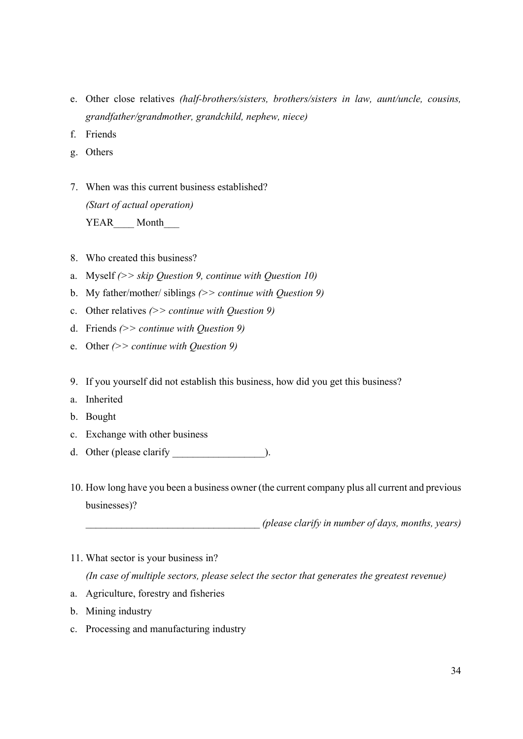e. Other close relatives *(half-brothers/sisters, brothers/sisters in law, aunt/uncle, cousins, grandfather/grandmother, grandchild, nephew, niece)*
f. Friends
g. Others

7. When was this current business established?
   *(Start of actual operation)*
   YEAR____ Month___

8. Who created this business?

a. Myself *(>> skip Question 9, continue with Question 10)*
b. My father/mother/ siblings *(>> continue with Question 9)*
c. Other relatives *(>> continue with Question 9)*
d. Friends *(>> continue with Question 9)*
e. Other *(>> continue with Question 9)*

9. If you yourself did not establish this business, how did you get this business?

a. Inherited
b. Bought
c. Exchange with other business
d. Other (please clarify __________________).

10. How long have you been a business owner (the current company plus all current and previous businesses)?
    __________________________________ *(please clarify in number of days, months, years)*

11. What sector is your business in?
    *(In case of multiple sectors, please select the sector that generates the greatest revenue)*

a. Agriculture, forestry and fisheries
b. Mining industry
c. Processing and manufacturing industry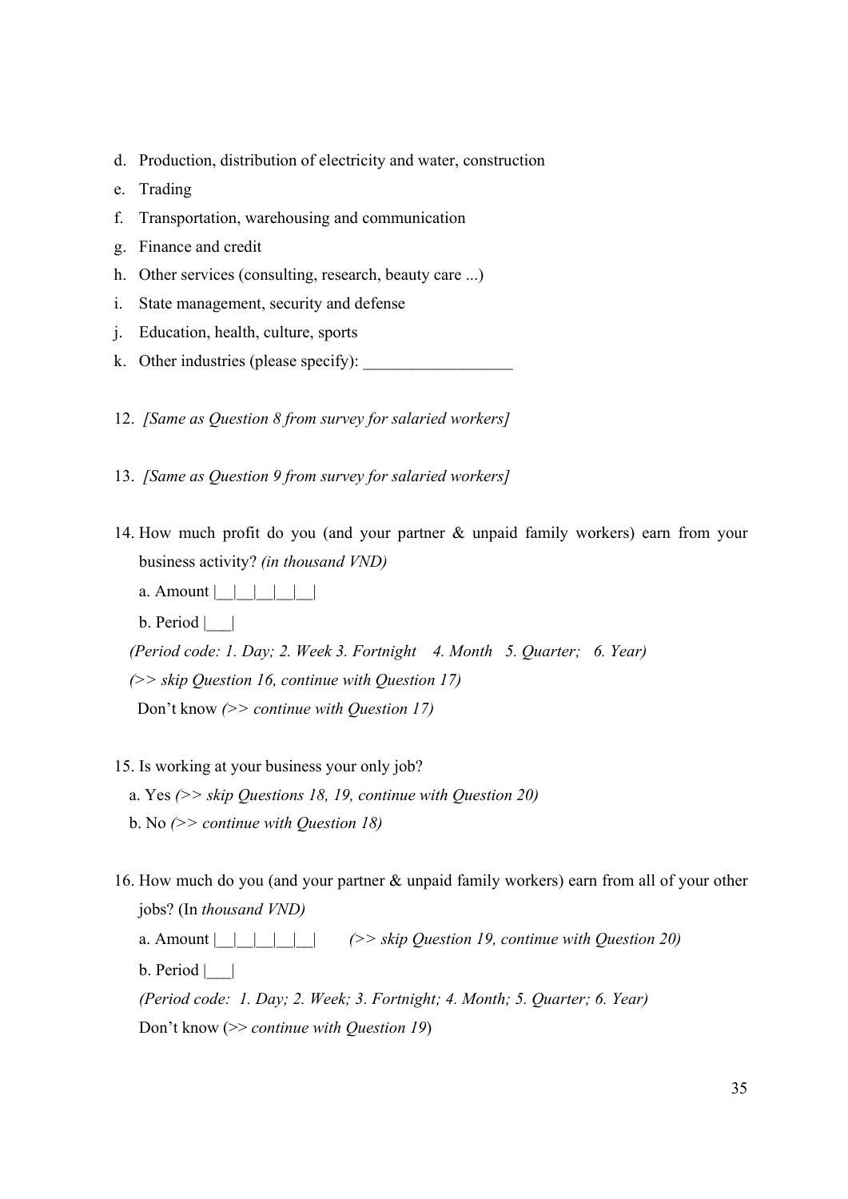d. Production, distribution of electricity and water, construction
e. Trading
f. Transportation, warehousing and communication
g. Finance and credit
h. Other services (consulting, research, beauty care ...)
i. State management, security and defense
j. Education, health, culture, sports
k. Other industries (please specify): __________________

12. *[Same as Question 8 from survey for salaried workers]*

13. *[Same as Question 9 from survey for salaried workers]*

14. How much profit do you (and your partner & unpaid family workers) earn from your business activity? *(in thousand VND)*

    a. Amount |__|__|__|__|__|

    b. Period |___|

    *(Period code: 1. Day; 2. Week 3. Fortnight 4. Month 5. Quarter; 6. Year)*

    *(>> skip Question 16, continue with Question 17)*

    Don't know *(>> continue with Question 17)*

15. Is working at your business your only job?

    a. Yes *(>> skip Questions 18, 19, continue with Question 20)*

    b. No *(>> continue with Question 18)*

16. How much do you (and your partner & unpaid family workers) earn from all of your other jobs? (In *thousand VND)*

    a. Amount |__|__|__|__|__| *(>> skip Question 19, continue with Question 20)*

    b. Period |___|

    *(Period code: 1. Day; 2. Week; 3. Fortnight; 4. Month; 5. Quarter; 6. Year)*

    Don't know (>> *continue with Question 19*)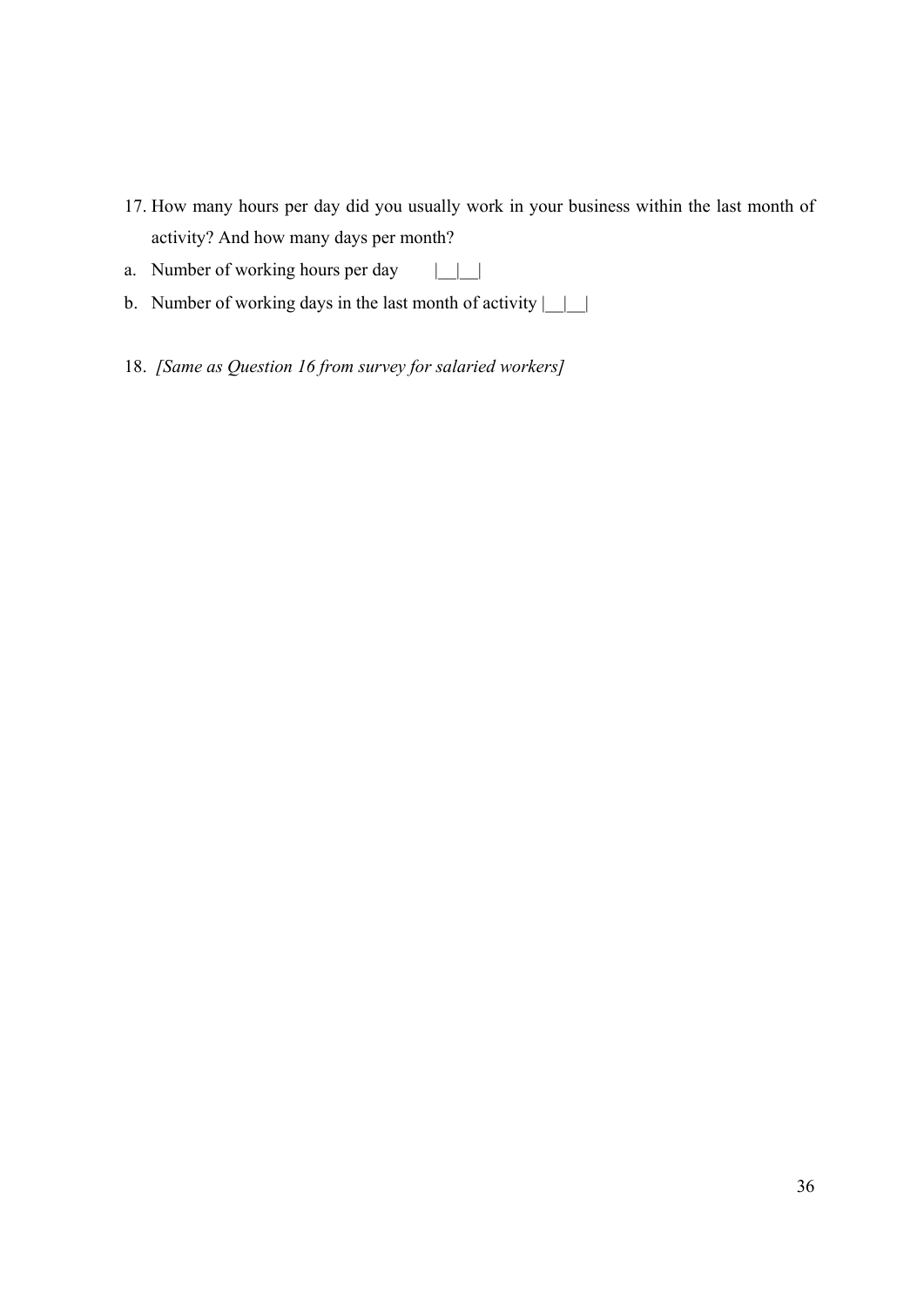17. How many hours per day did you usually work in your business within the last month of activity? And how many days per month?

a. Number of working hours per day |__|__|

b. Number of working days in the last month of activity |__|__|

18. *[Same as Question 16 from survey for salaried workers]*